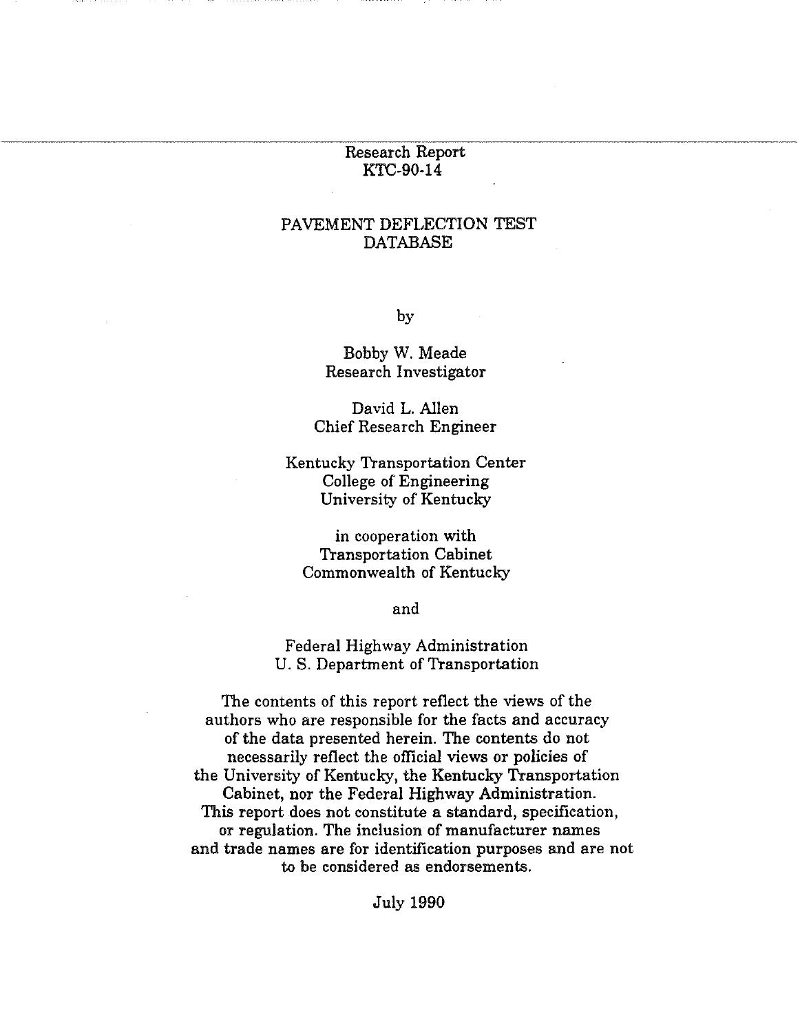Research Report
KTC-90-14

# PAVEMENT DEFLECTION TEST DATABASE

by

Bobby W. Meade
Research Investigator

David L. Allen
Chief Research Engineer

Kentucky Transportation Center
College of Engineering
University of Kentucky

in cooperation with
Transportation Cabinet
Commonwealth of Kentucky

and

Federal Highway Administration
U. S. Department of Transportation

The contents of this report reflect the views of the authors who are responsible for the facts and accuracy of the data presented herein. The contents do not necessarily reflect the official views or policies of the University of Kentucky, the Kentucky Transportation Cabinet, nor the Federal Highway Administration. This report does not constitute a standard, specification, or regulation. The inclusion of manufacturer names and trade names are for identification purposes and are not to be considered as endorsements.

July 1990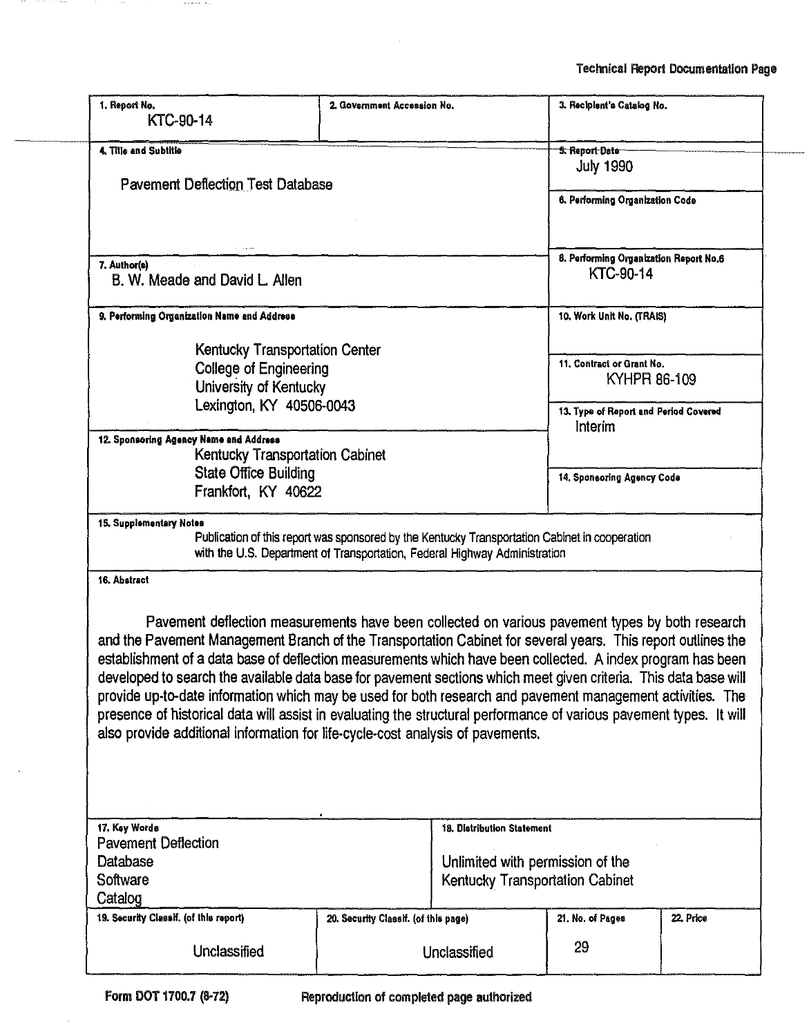Technical Report Documentation Page

| 1. Report No. | 2. Government Accession No. | 3. Recipient's Catalog No. |
|---|---|---|
| KTC-90-14 | | |

| 4. Title and Subtitle | 5. Report Date |
|---|---|
| Pavement Deflection Test Database | July 1990 |
| | 6. Performing Organization Code |

| 7. Author(s) | 8. Performing Organization Report No.6 |
|---|---|
| B. W. Meade and David L. Allen | KTC-90-14 |

| 9. Performing Organization Name and Address | 10. Work Unit No. (TRAIS) |
|---|---|
| Kentucky Transportation Center<br>College of Engineering<br>University of Kentucky<br>Lexington, KY 40506-0043 | 11. Contract or Grant No.<br>KYHPR 86-109 |
| 12. Sponsoring Agency Name and Address<br>Kentucky Transportation Cabinet<br>State Office Building<br>Frankfort, KY 40622 | 13. Type of Report and Period Covered<br>Interim |
| | 14. Sponsoring Agency Code |

**15. Supplementary Notes**

Publication of this report was sponsored by the Kentucky Transportation Cabinet in cooperation with the U.S. Department of Transportation, Federal Highway Administration

**16. Abstract**

Pavement deflection measurements have been collected on various pavement types by both research and the Pavement Management Branch of the Transportation Cabinet for several years. This report outlines the establishment of a data base of deflection measurements which have been collected. A index program has been developed to search the available data base for pavement sections which meet given criteria. This data base will provide up-to-date information which may be used for both research and pavement management activities. The presence of historical data will assist in evaluating the structural performance of various pavement types. It will also provide additional information for life-cycle-cost analysis of pavements.

| 17. Key Words | 18. Distribution Statement |
|---|---|
| Pavement Deflection<br>Database<br>Software<br>Catalog | Unlimited with permission of the Kentucky Transportation Cabinet |

| 19. Security Classif. (of this report) | 20. Security Classif. (of this page) | 21. No. of Pages | 22. Price |
|---|---|---|---|
| Unclassified | Unclassified | 29 | |

Form DOT 1700.7 (8-72) Reproduction of completed page authorized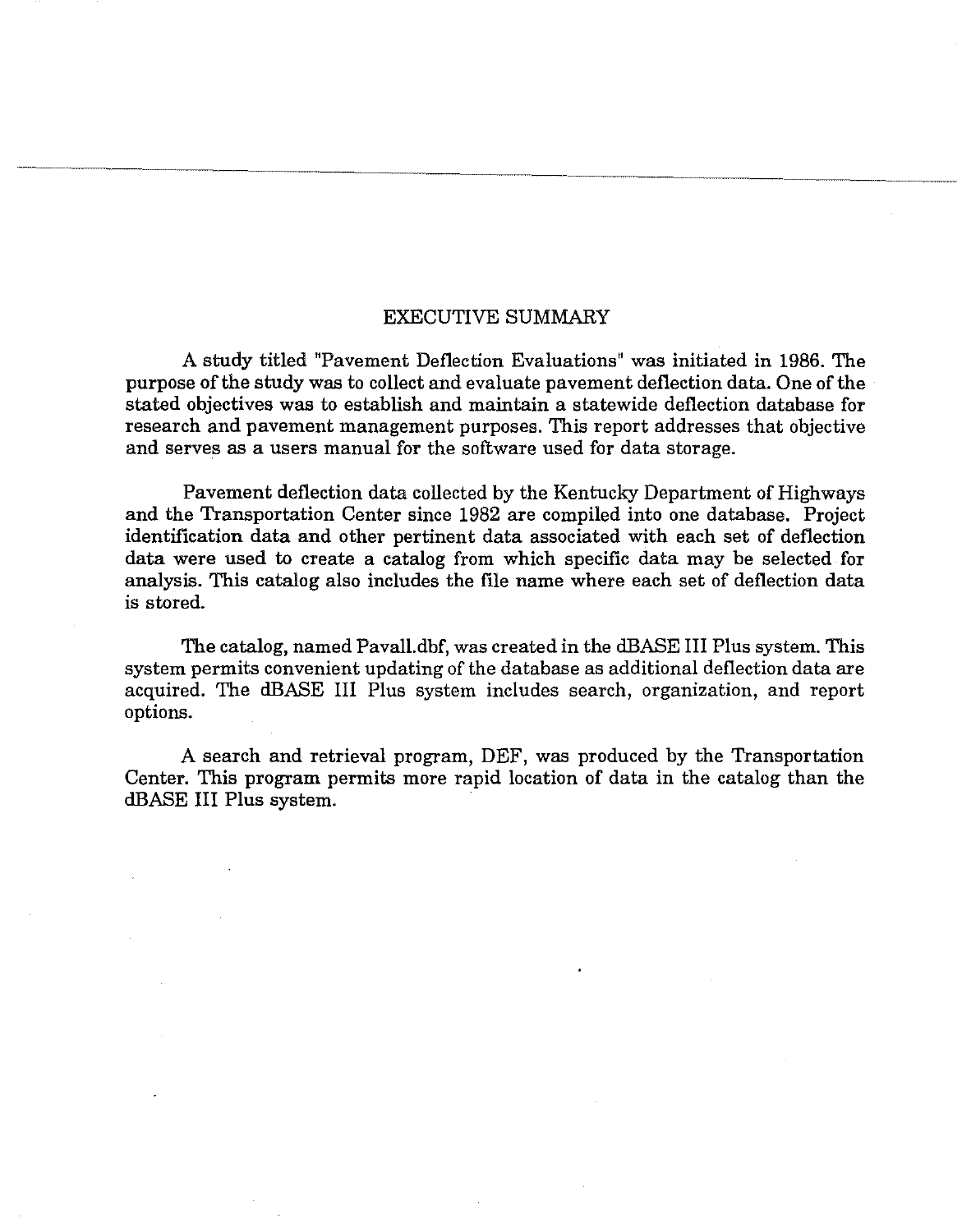# EXECUTIVE SUMMARY

A study titled "Pavement Deflection Evaluations" was initiated in 1986. The purpose of the study was to collect and evaluate pavement deflection data. One of the stated objectives was to establish and maintain a statewide deflection database for research and pavement management purposes. This report addresses that objective and serves as a users manual for the software used for data storage.

Pavement deflection data collected by the Kentucky Department of Highways and the Transportation Center since 1982 are compiled into one database. Project identification data and other pertinent data associated with each set of deflection data were used to create a catalog from which specific data may be selected for analysis. This catalog also includes the file name where each set of deflection data is stored.

The catalog, named Pavall.dbf, was created in the dBASE III Plus system. This system permits convenient updating of the database as additional deflection data are acquired. The dBASE III Plus system includes search, organization, and report options.

A search and retrieval program, DEF, was produced by the Transportation Center. This program permits more rapid location of data in the catalog than the dBASE III Plus system.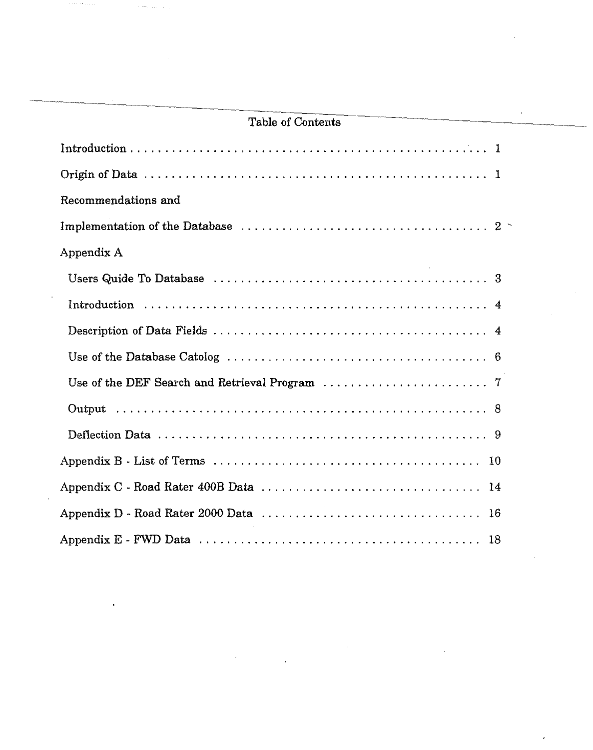## Table of Contents

| | |
|---|---|
| Introduction | 1 |
| Origin of Data | 1 |
| Recommendations and | |
| Implementation of the Database | 2 |
| Appendix A | |
| Users Quide To Database | 3 |
| Introduction | 4 |
| Description of Data Fields | 4 |
| Use of the Database Catolog | 6 |
| Use of the DEF Search and Retrieval Program | 7 |
| Output | 8 |
| Deflection Data | 9 |
| Appendix B - List of Terms | 10 |
| Appendix C - Road Rater 400B Data | 14 |
| Appendix D - Road Rater 2000 Data | 16 |
| Appendix E - FWD Data | 18 |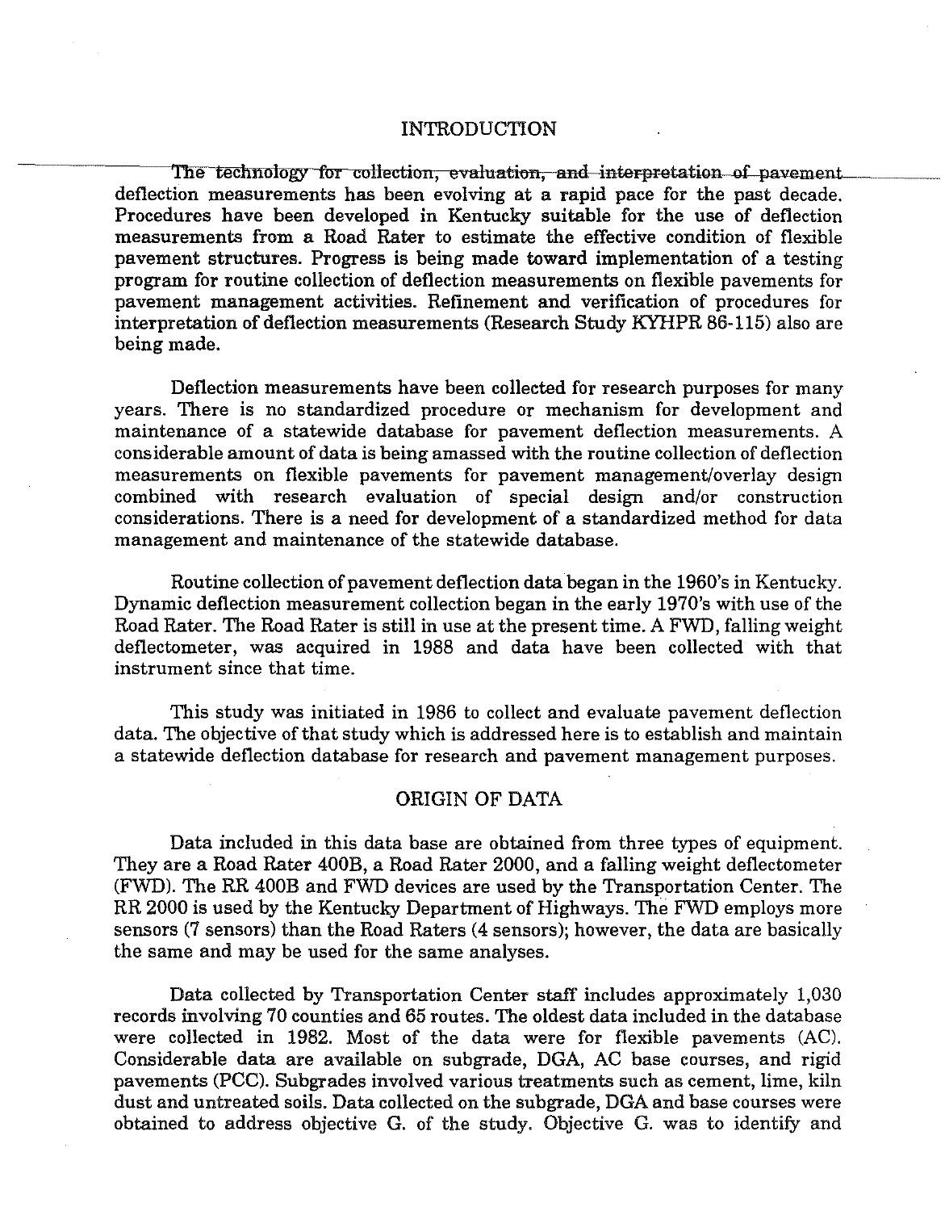## INTRODUCTION

The technology for collection, evaluation, and interpretation of pavement deflection measurements has been evolving at a rapid pace for the past decade. Procedures have been developed in Kentucky suitable for the use of deflection measurements from a Road Rater to estimate the effective condition of flexible pavement structures. Progress is being made toward implementation of a testing program for routine collection of deflection measurements on flexible pavements for pavement management activities. Refinement and verification of procedures for interpretation of deflection measurements (Research Study KYHPR 86-115) also are being made.

Deflection measurements have been collected for research purposes for many years. There is no standardized procedure or mechanism for development and maintenance of a statewide database for pavement deflection measurements. A considerable amount of data is being amassed with the routine collection of deflection measurements on flexible pavements for pavement management/overlay design combined with research evaluation of special design and/or construction considerations. There is a need for development of a standardized method for data management and maintenance of the statewide database.

Routine collection of pavement deflection data began in the 1960's in Kentucky. Dynamic deflection measurement collection began in the early 1970's with use of the Road Rater. The Road Rater is still in use at the present time. A FWD, falling weight deflectometer, was acquired in 1988 and data have been collected with that instrument since that time.

This study was initiated in 1986 to collect and evaluate pavement deflection data. The objective of that study which is addressed here is to establish and maintain a statewide deflection database for research and pavement management purposes.

## ORIGIN OF DATA

Data included in this data base are obtained from three types of equipment. They are a Road Rater 400B, a Road Rater 2000, and a falling weight deflectometer (FWD). The RR 400B and FWD devices are used by the Transportation Center. The RR 2000 is used by the Kentucky Department of Highways. The FWD employs more sensors (7 sensors) than the Road Raters (4 sensors); however, the data are basically the same and may be used for the same analyses.

Data collected by Transportation Center staff includes approximately 1,030 records involving 70 counties and 65 routes. The oldest data included in the database were collected in 1982. Most of the data were for flexible pavements (AC). Considerable data are available on subgrade, DGA, AC base courses, and rigid pavements (PCC). Subgrades involved various treatments such as cement, lime, kiln dust and untreated soils. Data collected on the subgrade, DGA and base courses were obtained to address objective G. of the study. Objective G. was to identify and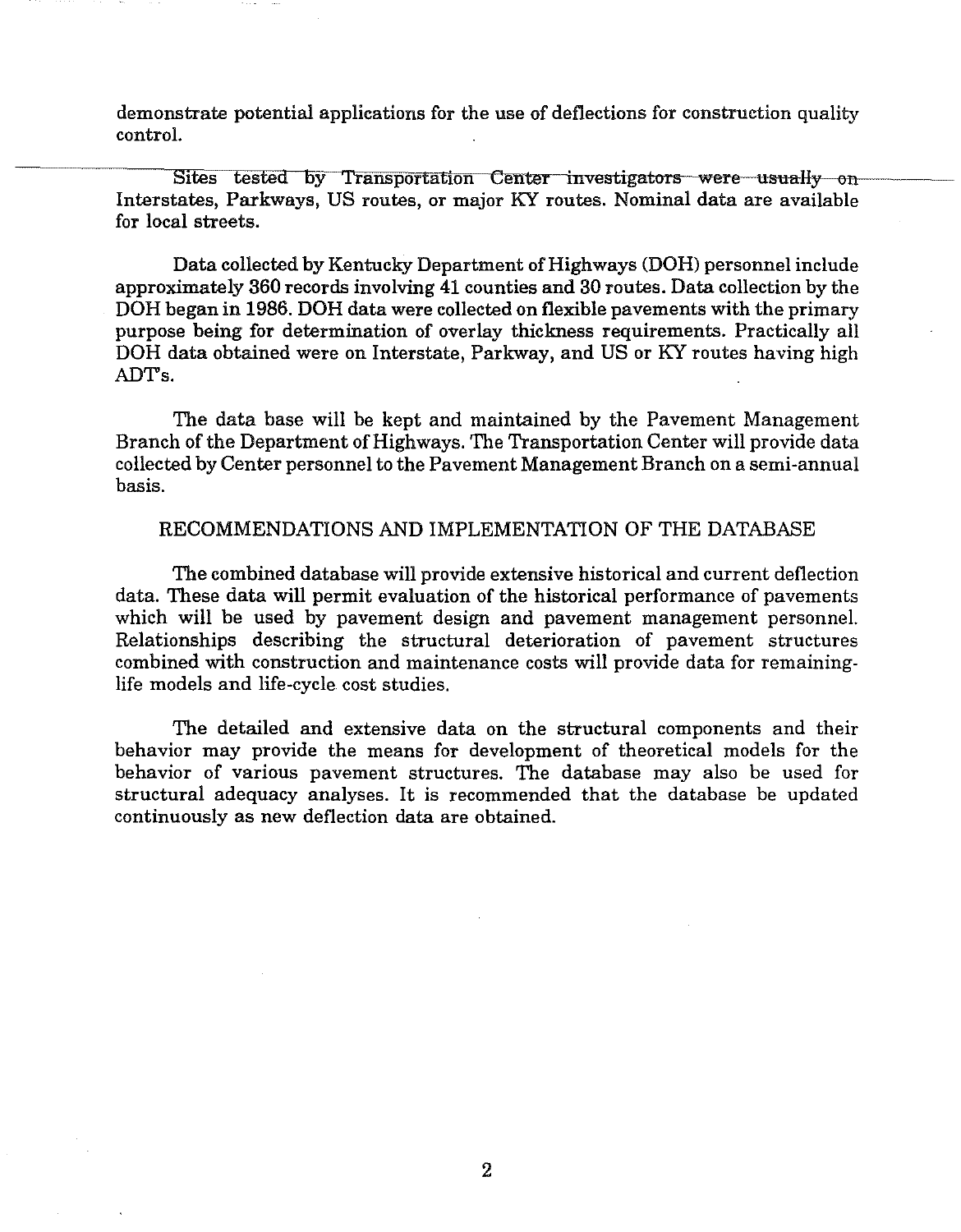demonstrate potential applications for the use of deflections for construction quality control.

Sites tested by Transportation Center investigators were usually on Interstates, Parkways, US routes, or major KY routes. Nominal data are available for local streets.

Data collected by Kentucky Department of Highways (DOH) personnel include approximately 360 records involving 41 counties and 30 routes. Data collection by the DOH began in 1986. DOH data were collected on flexible pavements with the primary purpose being for determination of overlay thickness requirements. Practically all DOH data obtained were on Interstate, Parkway, and US or KY routes having high ADT's.

The data base will be kept and maintained by the Pavement Management Branch of the Department of Highways. The Transportation Center will provide data collected by Center personnel to the Pavement Management Branch on a semi-annual basis.

## RECOMMENDATIONS AND IMPLEMENTATION OF THE DATABASE

The combined database will provide extensive historical and current deflection data. These data will permit evaluation of the historical performance of pavements which will be used by pavement design and pavement management personnel. Relationships describing the structural deterioration of pavement structures combined with construction and maintenance costs will provide data for remaining-life models and life-cycle cost studies.

The detailed and extensive data on the structural components and their behavior may provide the means for development of theoretical models for the behavior of various pavement structures. The database may also be used for structural adequacy analyses. It is recommended that the database be updated continuously as new deflection data are obtained.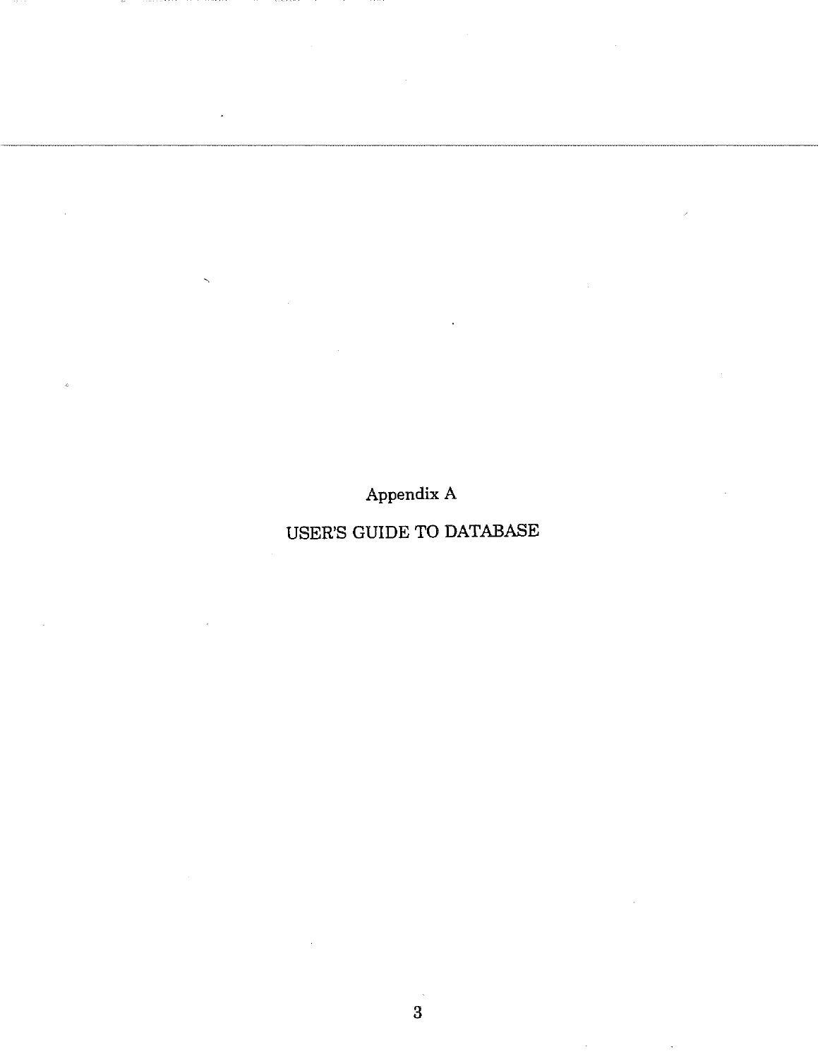# Appendix A

# USER'S GUIDE TO DATABASE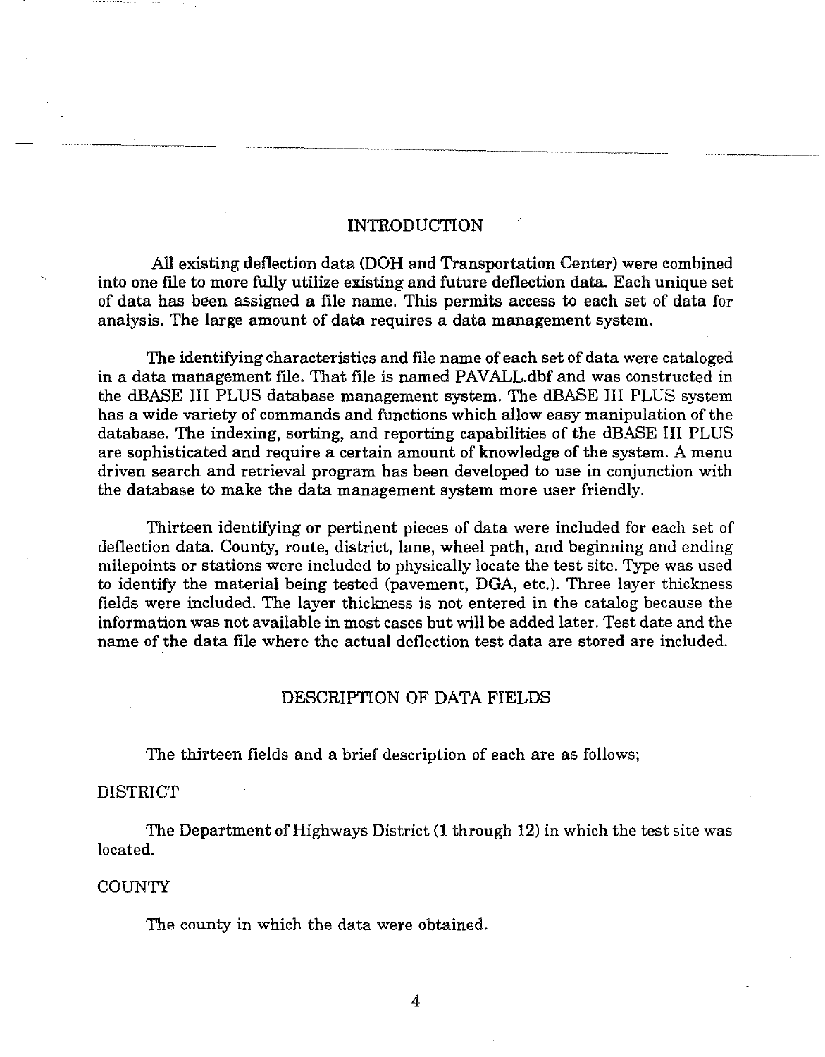## INTRODUCTION

All existing deflection data (DOH and Transportation Center) were combined into one file to more fully utilize existing and future deflection data. Each unique set of data has been assigned a file name. This permits access to each set of data for analysis. The large amount of data requires a data management system.

The identifying characteristics and file name of each set of data were cataloged in a data management file. That file is named PAVALL.dbf and was constructed in the dBASE III PLUS database management system. The dBASE III PLUS system has a wide variety of commands and functions which allow easy manipulation of the database. The indexing, sorting, and reporting capabilities of the dBASE III PLUS are sophisticated and require a certain amount of knowledge of the system. A menu driven search and retrieval program has been developed to use in conjunction with the database to make the data management system more user friendly.

Thirteen identifying or pertinent pieces of data were included for each set of deflection data. County, route, district, lane, wheel path, and beginning and ending milepoints or stations were included to physically locate the test site. Type was used to identify the material being tested (pavement, DGA, etc.). Three layer thickness fields were included. The layer thickness is not entered in the catalog because the information was not available in most cases but will be added later. Test date and the name of the data file where the actual deflection test data are stored are included.

## DESCRIPTION OF DATA FIELDS

The thirteen fields and a brief description of each are as follows;

### DISTRICT

The Department of Highways District (1 through 12) in which the test site was located.

### COUNTY

The county in which the data were obtained.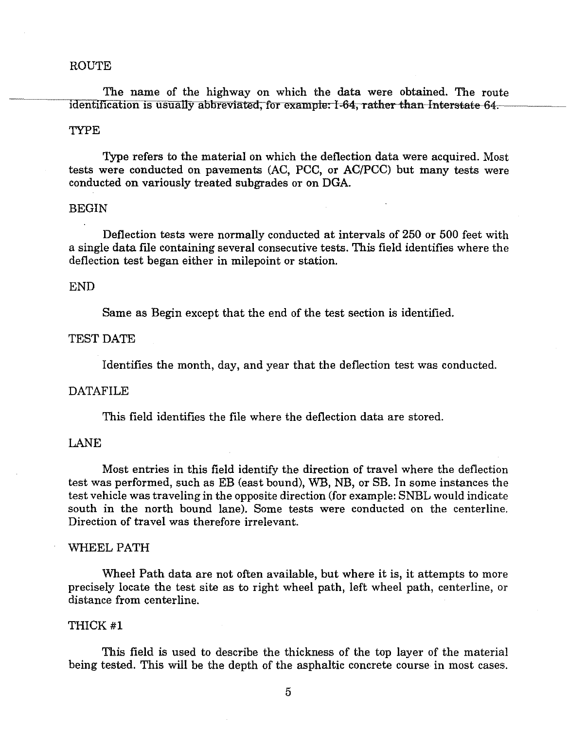ROUTE

The name of the highway on which the data were obtained. The route identification is usually abbreviated, for example: I-64, rather than Interstate 64.

TYPE

Type refers to the material on which the deflection data were acquired. Most tests were conducted on pavements (AC, PCC, or AC/PCC) but many tests were conducted on variously treated subgrades or on DGA.

BEGIN

Deflection tests were normally conducted at intervals of 250 or 500 feet with a single data file containing several consecutive tests. This field identifies where the deflection test began either in milepoint or station.

END

Same as Begin except that the end of the test section is identified.

TEST DATE

Identifies the month, day, and year that the deflection test was conducted.

DATAFILE

This field identifies the file where the deflection data are stored.

LANE

Most entries in this field identify the direction of travel where the deflection test was performed, such as EB (east bound), WB, NB, or SB. In some instances the test vehicle was traveling in the opposite direction (for example: SNBL would indicate south in the north bound lane). Some tests were conducted on the centerline. Direction of travel was therefore irrelevant.

WHEEL PATH

Wheel Path data are not often available, but where it is, it attempts to more precisely locate the test site as to right wheel path, left wheel path, centerline, or distance from centerline.

THICK #1

This field is used to describe the thickness of the top layer of the material being tested. This will be the depth of the asphaltic concrete course in most cases.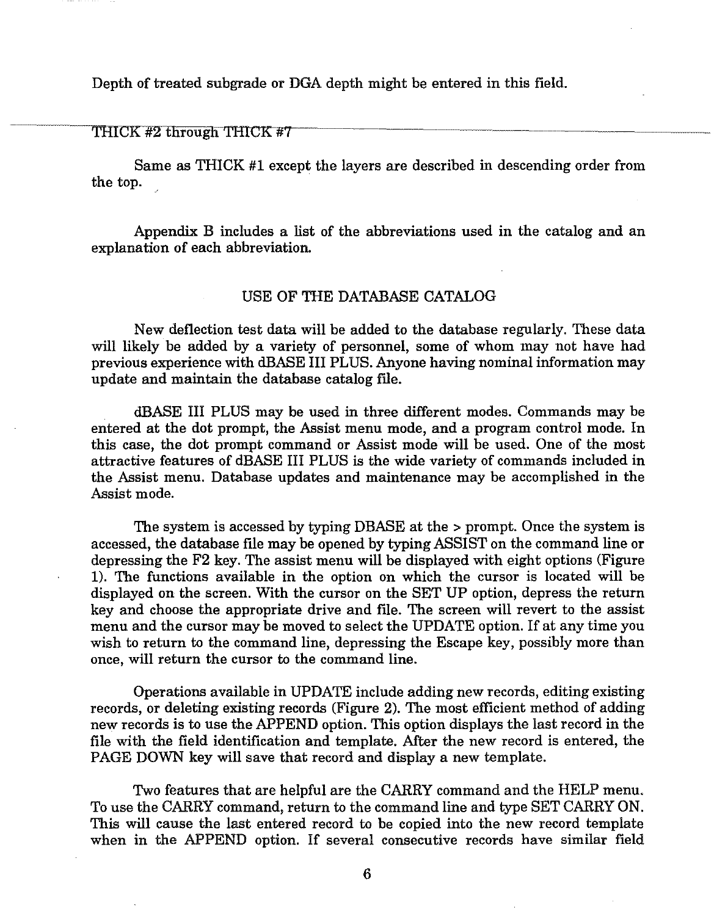Depth of treated subgrade or DGA depth might be entered in this field.

THICK #2 through THICK #7

Same as THICK #1 except the layers are described in descending order from the top.

Appendix B includes a list of the abbreviations used in the catalog and an explanation of each abbreviation.

## USE OF THE DATABASE CATALOG

New deflection test data will be added to the database regularly. These data will likely be added by a variety of personnel, some of whom may not have had previous experience with dBASE III PLUS. Anyone having nominal information may update and maintain the database catalog file.

dBASE III PLUS may be used in three different modes. Commands may be entered at the dot prompt, the Assist menu mode, and a program control mode. In this case, the dot prompt command or Assist mode will be used. One of the most attractive features of dBASE III PLUS is the wide variety of commands included in the Assist menu. Database updates and maintenance may be accomplished in the Assist mode.

The system is accessed by typing DBASE at the > prompt. Once the system is accessed, the database file may be opened by typing ASSIST on the command line or depressing the F2 key. The assist menu will be displayed with eight options (Figure 1). The functions available in the option on which the cursor is located will be displayed on the screen. With the cursor on the SET UP option, depress the return key and choose the appropriate drive and file. The screen will revert to the assist menu and the cursor may be moved to select the UPDATE option. If at any time you wish to return to the command line, depressing the Escape key, possibly more than once, will return the cursor to the command line.

Operations available in UPDATE include adding new records, editing existing records, or deleting existing records (Figure 2). The most efficient method of adding new records is to use the APPEND option. This option displays the last record in the file with the field identification and template. After the new record is entered, the PAGE DOWN key will save that record and display a new template.

Two features that are helpful are the CARRY command and the HELP menu. To use the CARRY command, return to the command line and type SET CARRY ON. This will cause the last entered record to be copied into the new record template when in the APPEND option. If several consecutive records have similar field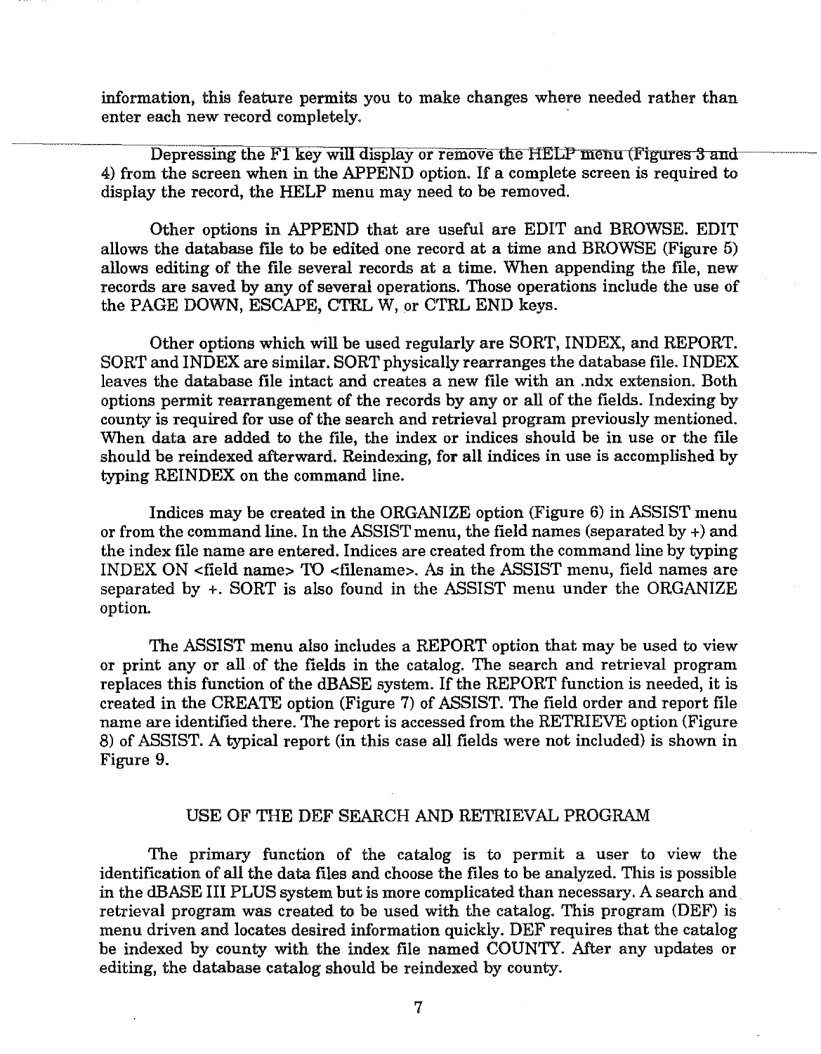information, this feature permits you to make changes where needed rather than enter each new record completely.

Depressing the F1 key will display or remove the HELP menu (Figures 3 and 4) from the screen when in the APPEND option. If a complete screen is required to display the record, the HELP menu may need to be removed.

Other options in APPEND that are useful are EDIT and BROWSE. EDIT allows the database file to be edited one record at a time and BROWSE (Figure 5) allows editing of the file several records at a time. When appending the file, new records are saved by any of several operations. Those operations include the use of the PAGE DOWN, ESCAPE, CTRL W, or CTRL END keys.

Other options which will be used regularly are SORT, INDEX, and REPORT. SORT and INDEX are similar. SORT physically rearranges the database file. INDEX leaves the database file intact and creates a new file with an .ndx extension. Both options permit rearrangement of the records by any or all of the fields. Indexing by county is required for use of the search and retrieval program previously mentioned. When data are added to the file, the index or indices should be in use or the file should be reindexed afterward. Reindexing, for all indices in use is accomplished by typing REINDEX on the command line.

Indices may be created in the ORGANIZE option (Figure 6) in ASSIST menu or from the command line. In the ASSIST menu, the field names (separated by +) and the index file name are entered. Indices are created from the command line by typing INDEX ON <field name> TO <filename>. As in the ASSIST menu, field names are separated by +. SORT is also found in the ASSIST menu under the ORGANIZE option.

The ASSIST menu also includes a REPORT option that may be used to view or print any or all of the fields in the catalog. The search and retrieval program replaces this function of the dBASE system. If the REPORT function is needed, it is created in the CREATE option (Figure 7) of ASSIST. The field order and report file name are identified there. The report is accessed from the RETRIEVE option (Figure 8) of ASSIST. A typical report (in this case all fields were not included) is shown in Figure 9.

## USE OF THE DEF SEARCH AND RETRIEVAL PROGRAM

The primary function of the catalog is to permit a user to view the identification of all the data files and choose the files to be analyzed. This is possible in the dBASE III PLUS system but is more complicated than necessary. A search and retrieval program was created to be used with the catalog. This program (DEF) is menu driven and locates desired information quickly. DEF requires that the catalog be indexed by county with the index file named COUNTY. After any updates or editing, the database catalog should be reindexed by county.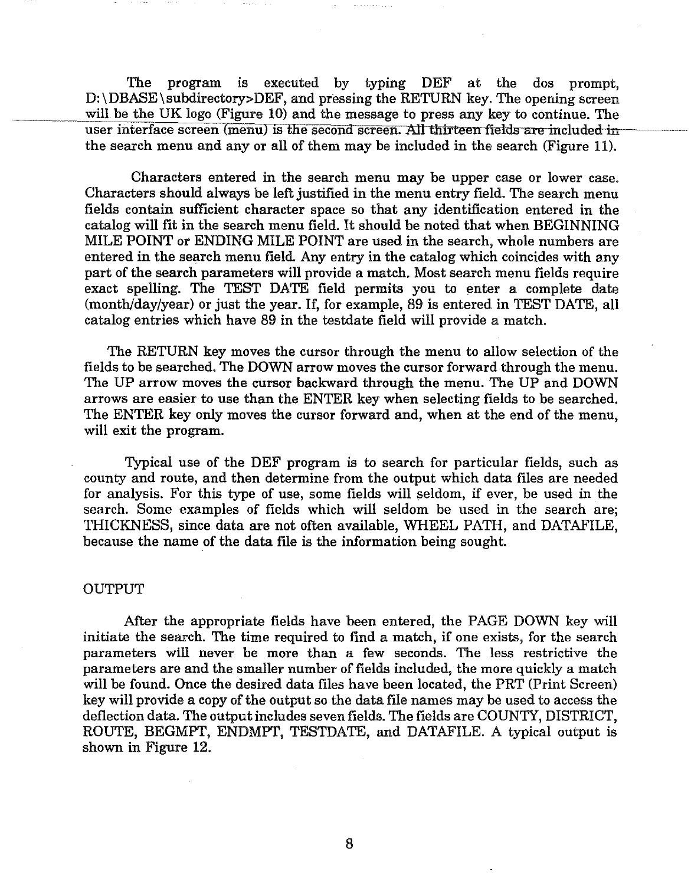The program is executed by typing DEF at the dos prompt, D:\DBASE\subdirectory>DEF, and pressing the RETURN key. The opening screen will be the UK logo (Figure 10) and the message to press any key to continue. The user interface screen (menu) is the second screen. All thirteen fields are included in the search menu and any or all of them may be included in the search (Figure 11).

Characters entered in the search menu may be upper case or lower case. Characters should always be left justified in the menu entry field. The search menu fields contain sufficient character space so that any identification entered in the catalog will fit in the search menu field. It should be noted that when BEGINNING MILE POINT or ENDING MILE POINT are used in the search, whole numbers are entered in the search menu field. Any entry in the catalog which coincides with any part of the search parameters will provide a match. Most search menu fields require exact spelling. The TEST DATE field permits you to enter a complete date (month/day/year) or just the year. If, for example, 89 is entered in TEST DATE, all catalog entries which have 89 in the testdate field will provide a match.

The RETURN key moves the cursor through the menu to allow selection of the fields to be searched. The DOWN arrow moves the cursor forward through the menu. The UP arrow moves the cursor backward through the menu. The UP and DOWN arrows are easier to use than the ENTER key when selecting fields to be searched. The ENTER key only moves the cursor forward and, when at the end of the menu, will exit the program.

Typical use of the DEF program is to search for particular fields, such as county and route, and then determine from the output which data files are needed for analysis. For this type of use, some fields will seldom, if ever, be used in the search. Some examples of fields which will seldom be used in the search are; THICKNESS, since data are not often available, WHEEL PATH, and DATAFILE, because the name of the data file is the information being sought.

## OUTPUT

After the appropriate fields have been entered, the PAGE DOWN key will initiate the search. The time required to find a match, if one exists, for the search parameters will never be more than a few seconds. The less restrictive the parameters are and the smaller number of fields included, the more quickly a match will be found. Once the desired data files have been located, the PRT (Print Screen) key will provide a copy of the output so the data file names may be used to access the deflection data. The output includes seven fields. The fields are COUNTY, DISTRICT, ROUTE, BEGMPT, ENDMPT, TESTDATE, and DATAFILE. A typical output is shown in Figure 12.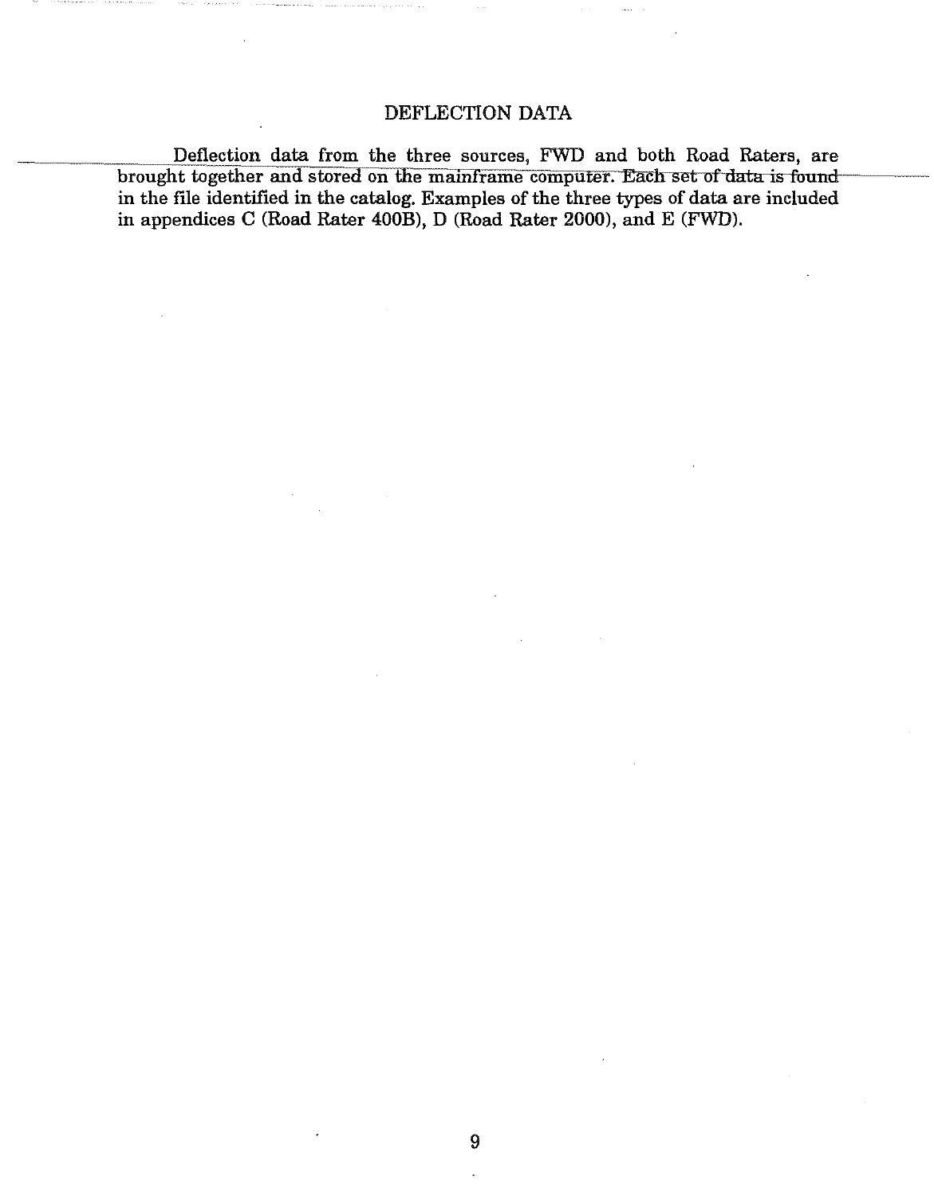# DEFLECTION DATA

Deflection data from the three sources, FWD and both Road Raters, are brought together and stored on the mainframe computer. Each set of data is found in the file identified in the catalog. Examples of the three types of data are included in appendices C (Road Rater 400B), D (Road Rater 2000), and E (FWD).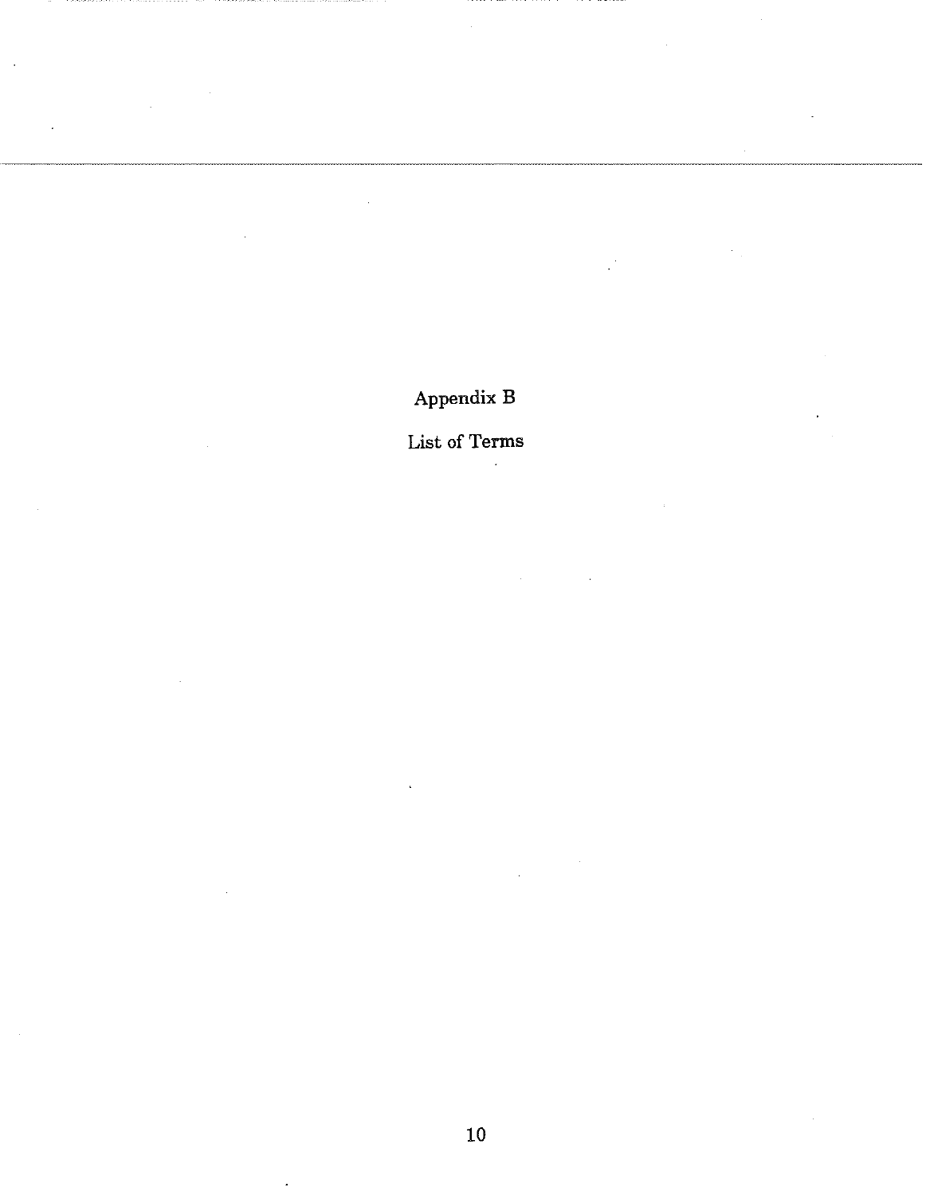# Appendix B

## List of Terms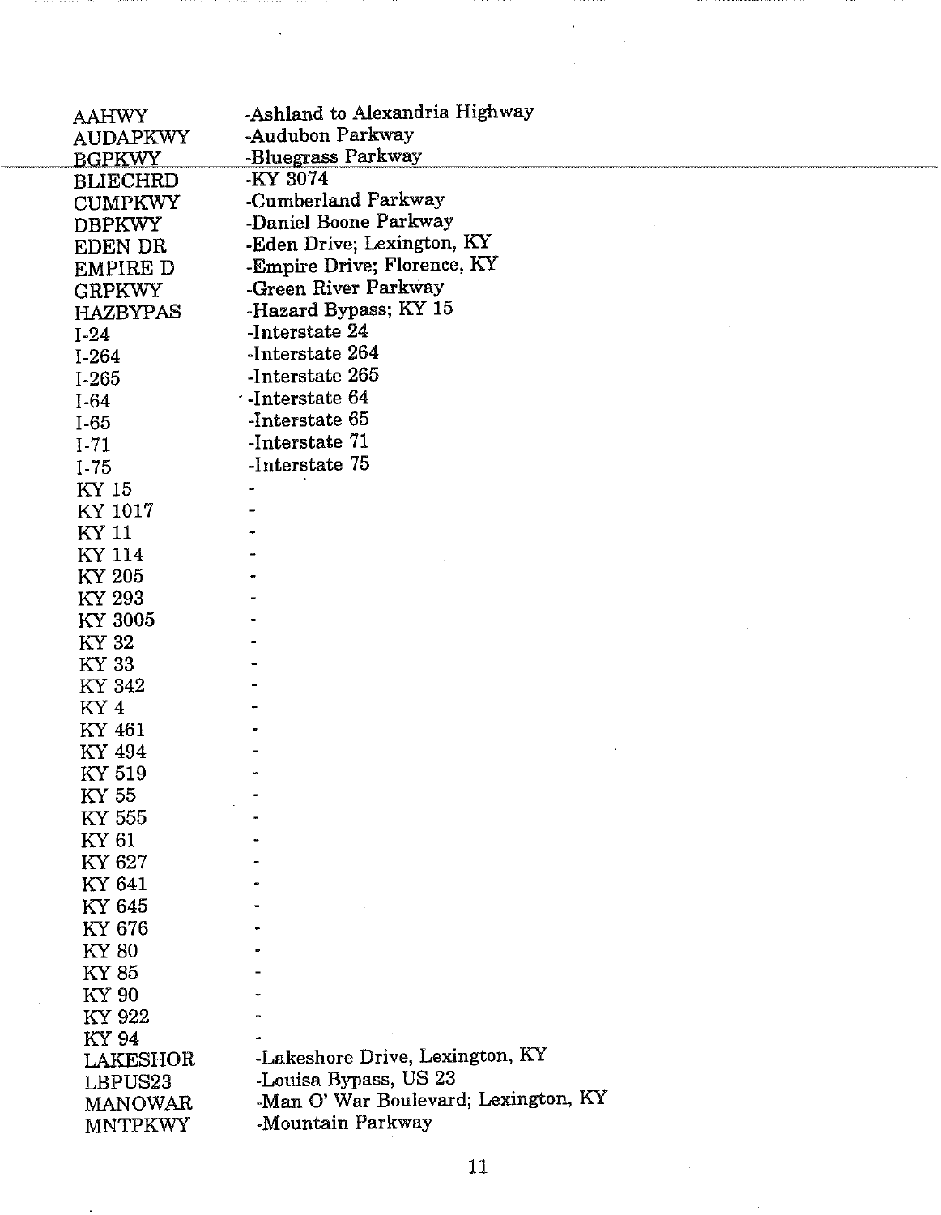| | |
|---|---|
| AAHWY | -Ashland to Alexandria Highway |
| AUDAPKWY | -Audubon Parkway |
| BGPKWY | -Bluegrass Parkway |
| BLIECHRD | -KY 3074 |
| CUMPKWY | -Cumberland Parkway |
| DBPKWY | -Daniel Boone Parkway |
| EDEN DR | -Eden Drive; Lexington, KY |
| EMPIRE D | -Empire Drive; Florence, KY |
| GRPKWY | -Green River Parkway |
| HAZBYPAS | -Hazard Bypass; KY 15 |
| I-24 | -Interstate 24 |
| I-264 | -Interstate 264 |
| I-265 | -Interstate 265 |
| I-64 | -Interstate 64 |
| I-65 | -Interstate 65 |
| I-71 | -Interstate 71 |
| I-75 | -Interstate 75 |
| KY 15 | - |
| KY 1017 | - |
| KY 11 | - |
| KY 114 | - |
| KY 205 | - |
| KY 293 | - |
| KY 3005 | - |
| KY 32 | - |
| KY 33 | - |
| KY 342 | - |
| KY 4 | - |
| KY 461 | - |
| KY 494 | - |
| KY 519 | - |
| KY 55 | - |
| KY 555 | - |
| KY 61 | - |
| KY 627 | - |
| KY 641 | - |
| KY 645 | - |
| KY 676 | - |
| KY 80 | - |
| KY 85 | - |
| KY 90 | - |
| KY 922 | - |
| KY 94 | - |
| LAKESHOR | -Lakeshore Drive, Lexington, KY |
| LBPUS23 | -Louisa Bypass, US 23 |
| MANOWAR | -Man O' War Boulevard; Lexington, KY |
| MNTPKWY | -Mountain Parkway |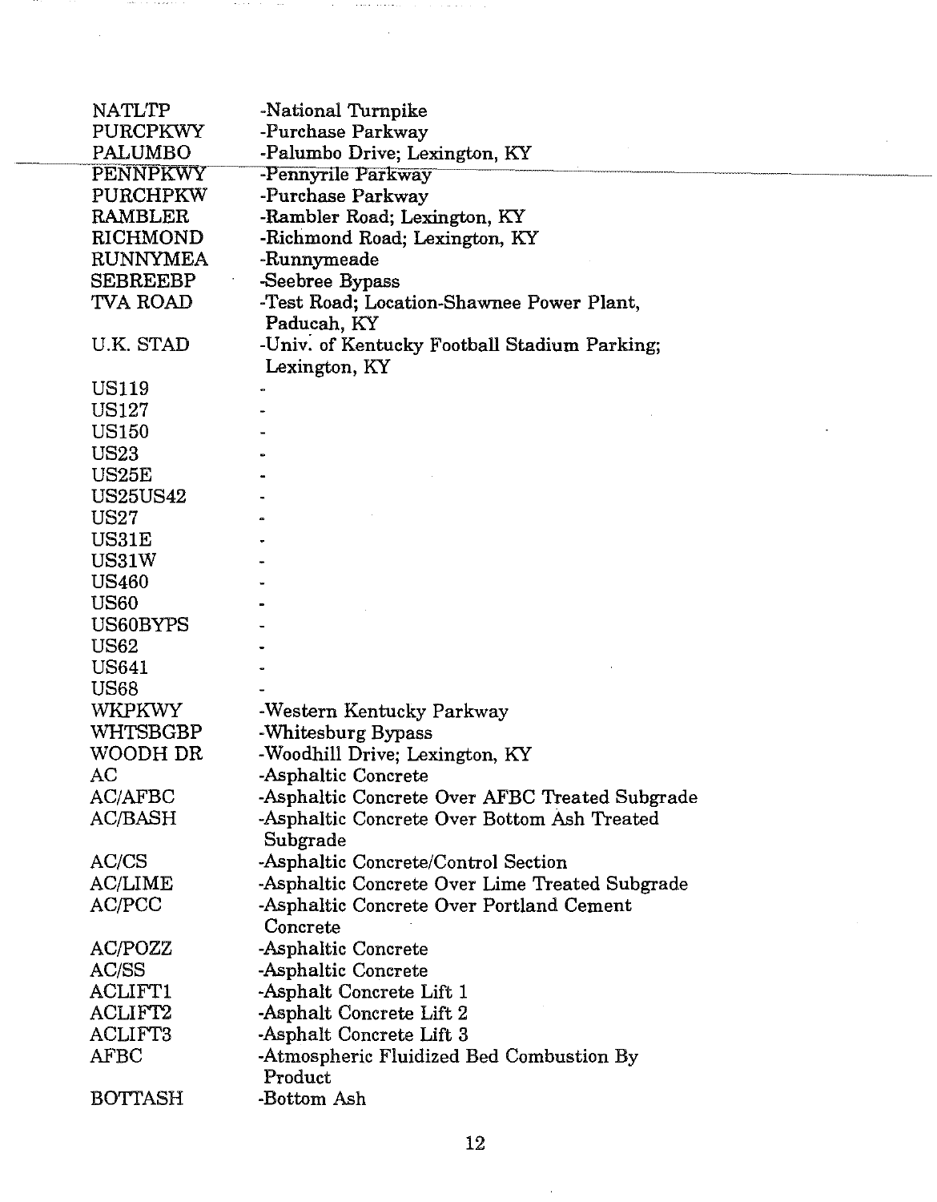| | |
|---|---|
| NATLTP | -National Turnpike |
| PURCPKWY | -Purchase Parkway |
| PALUMBO | -Palumbo Drive; Lexington, KY |
| PENNPKWY | -Pennyrile Parkway |
| PURCHPKW | -Purchase Parkway |
| RAMBLER | -Rambler Road; Lexington, KY |
| RICHMOND | -Richmond Road; Lexington, KY |
| RUNNYMEA | -Runnymeade |
| SEBREEBP | -Seebree Bypass |
| TVA ROAD | -Test Road; Location-Shawnee Power Plant, Paducah, KY |
| U.K. STAD | -Univ. of Kentucky Football Stadium Parking; Lexington, KY |
| US119 | - |
| US127 | - |
| US150 | - |
| US23 | - |
| US25E | - |
| US25US42 | - |
| US27 | - |
| US31E | - |
| US31W | - |
| US460 | - |
| US60 | - |
| US60BYPS | - |
| US62 | - |
| US641 | - |
| US68 | - |
| WKPKWY | -Western Kentucky Parkway |
| WHTSBGBP | -Whitesburg Bypass |
| WOODH DR | -Woodhill Drive; Lexington, KY |
| AC | -Asphaltic Concrete |
| AC/AFBC | -Asphaltic Concrete Over AFBC Treated Subgrade |
| AC/BASH | -Asphaltic Concrete Over Bottom Ash Treated Subgrade |
| AC/CS | -Asphaltic Concrete/Control Section |
| AC/LIME | -Asphaltic Concrete Over Lime Treated Subgrade |
| AC/PCC | -Asphaltic Concrete Over Portland Cement Concrete |
| AC/POZZ | -Asphaltic Concrete |
| AC/SS | -Asphaltic Concrete |
| ACLIFT1 | -Asphalt Concrete Lift 1 |
| ACLIFT2 | -Asphalt Concrete Lift 2 |
| ACLIFT3 | -Asphalt Concrete Lift 3 |
| AFBC | -Atmospheric Fluidized Bed Combustion By Product |
| BOTTASH | -Bottom Ash |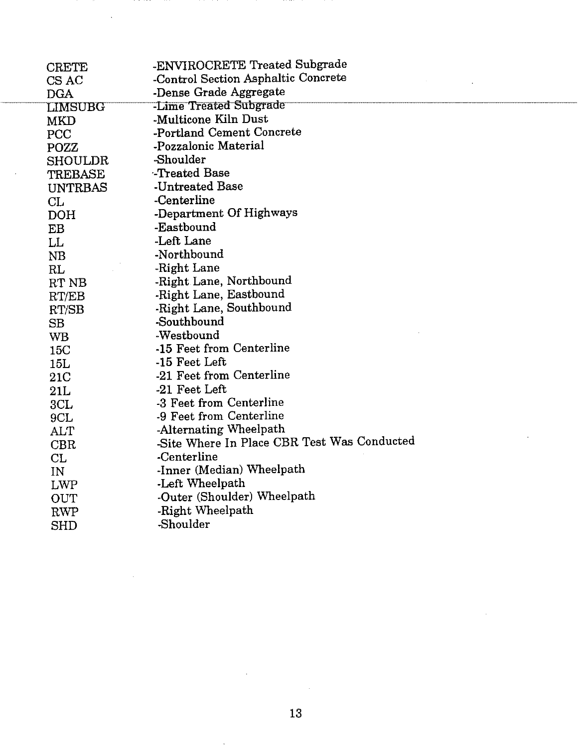| | |
|---|---|
| CRETE | -ENVIROCRETE Treated Subgrade |
| CS AC | -Control Section Asphaltic Concrete |
| DGA | -Dense Grade Aggregate |
| LIMSUBG | -Lime Treated Subgrade |
| MKD | -Multicone Kiln Dust |
| PCC | -Portland Cement Concrete |
| POZZ | -Pozzalonic Material |
| SHOULDR | -Shoulder |
| TREBASE | -Treated Base |
| UNTRBAS | -Untreated Base |
| CL | -Centerline |
| DOH | -Department Of Highways |
| EB | -Eastbound |
| LL | -Left Lane |
| NB | -Northbound |
| RL | -Right Lane |
| RT NB | -Right Lane, Northbound |
| RT/EB | -Right Lane, Eastbound |
| RT/SB | -Right Lane, Southbound |
| SB | -Southbound |
| WB | -Westbound |
| 15C | -15 Feet from Centerline |
| 15L | -15 Feet Left |
| 21C | -21 Feet from Centerline |
| 21L | -21 Feet Left |
| 3CL | -3 Feet from Centerline |
| 9CL | -9 Feet from Centerline |
| ALT | -Alternating Wheelpath |
| CBR | -Site Where In Place CBR Test Was Conducted |
| CL | -Centerline |
| IN | -Inner (Median) Wheelpath |
| LWP | -Left Wheelpath |
| OUT | -Outer (Shoulder) Wheelpath |
| RWP | -Right Wheelpath |
| SHD | -Shoulder |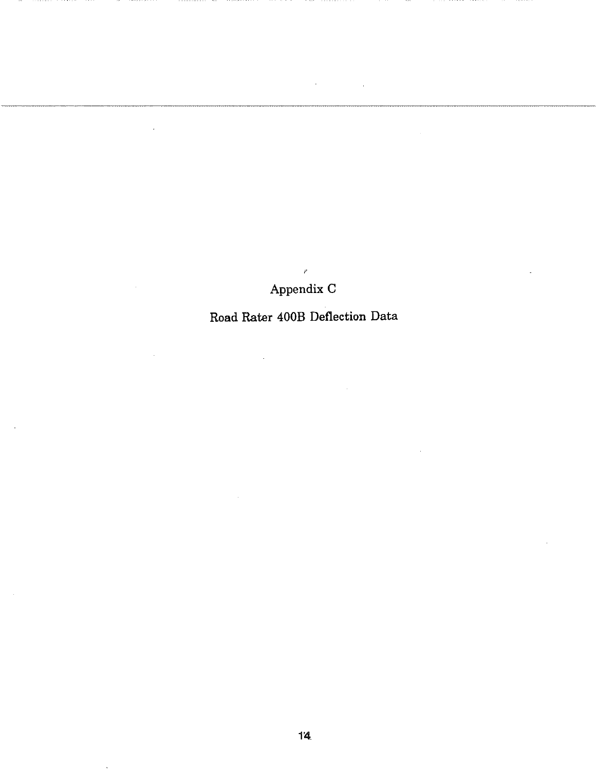# Appendix C

## Road Rater 400B Deflection Data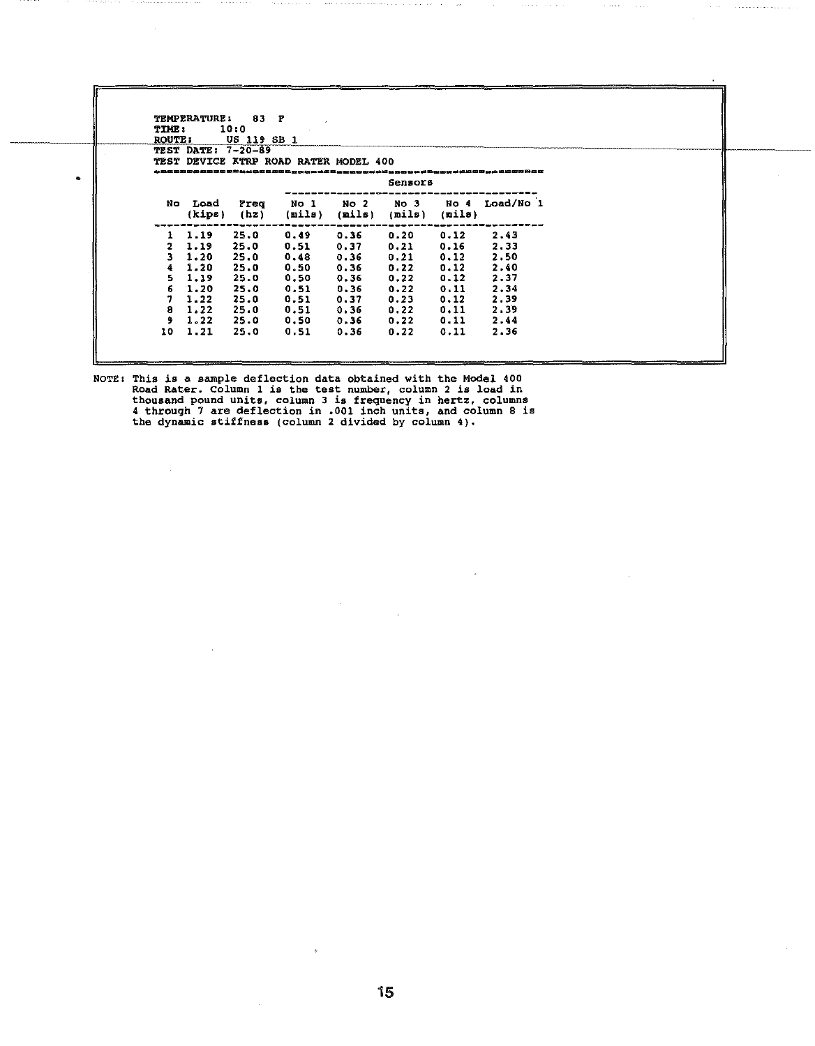TEMPERATURE: 83 F
TIME: 10:0
ROUTE: US 119 SB 1
TEST DATE: 7-20-89
TEST DEVICE KTRP ROAD RATER MODEL 400

| No | Load (kips) | Freq (hz) | Sensors No 1 (mils) | Sensors No 2 (mils) | Sensors No 3 (mils) | Sensors No 4 (mils) | Load/No 1 |
|---|---|---|---|---|---|---|---|
| 1 | 1.19 | 25.0 | 0.49 | 0.36 | 0.20 | 0.12 | 2.43 |
| 2 | 1.19 | 25.0 | 0.51 | 0.37 | 0.21 | 0.16 | 2.33 |
| 3 | 1.20 | 25.0 | 0.48 | 0.36 | 0.21 | 0.12 | 2.50 |
| 4 | 1.20 | 25.0 | 0.50 | 0.36 | 0.22 | 0.12 | 2.40 |
| 5 | 1.19 | 25.0 | 0.50 | 0.36 | 0.22 | 0.12 | 2.37 |
| 6 | 1.20 | 25.0 | 0.51 | 0.36 | 0.22 | 0.11 | 2.34 |
| 7 | 1.22 | 25.0 | 0.51 | 0.37 | 0.23 | 0.12 | 2.39 |
| 8 | 1.22 | 25.0 | 0.51 | 0.36 | 0.22 | 0.11 | 2.39 |
| 9 | 1.22 | 25.0 | 0.50 | 0.36 | 0.22 | 0.11 | 2.44 |
| 10 | 1.21 | 25.0 | 0.51 | 0.36 | 0.22 | 0.11 | 2.36 |

NOTE: This is a sample deflection data obtained with the Model 400 Road Rater. Column 1 is the test number, column 2 is load in thousand pound units, column 3 is frequency in hertz, columns 4 through 7 are deflection in .001 inch units, and column 8 is the dynamic stiffness (column 2 divided by column 4).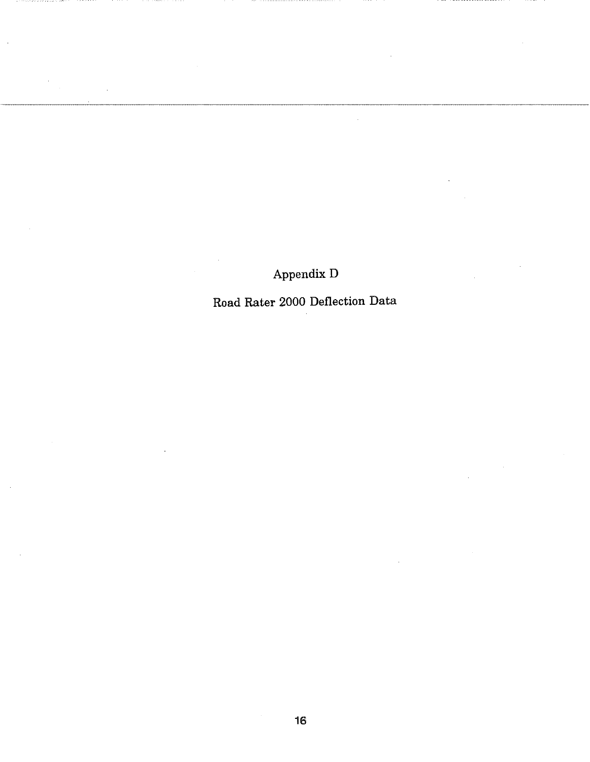# Appendix D

## Road Rater 2000 Deflection Data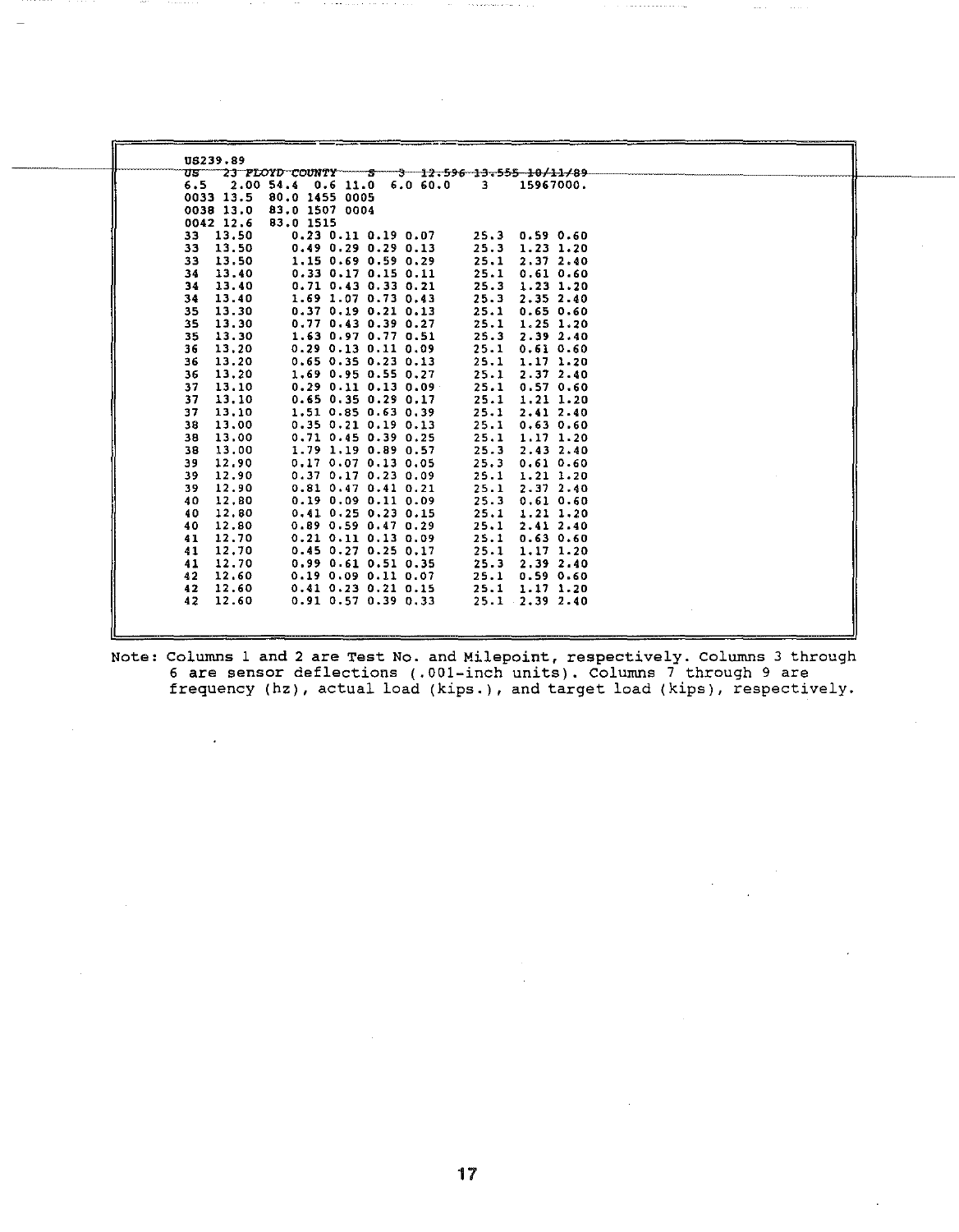```
US239.89
US   23 FLOYD COUNTY     S    3   12.596 13.555 10/11/89
6.5    2.00 54.4  0.6 11.0   6.0 60.0    3     15967000.
0033 13.5  80.0 1455 0005
0038 13.0  83.0 1507 0004
0042 12.6  83.0 1515
33  13.50       0.23 0.11 0.19 0.07      25.3  0.59 0.60
33  13.50       0.49 0.29 0.29 0.13      25.3  1.23 1.20
33  13.50       1.15 0.69 0.59 0.29      25.1  2.37 2.40
34  13.40       0.33 0.17 0.15 0.11      25.1  0.61 0.60
34  13.40       0.71 0.43 0.33 0.21      25.3  1.23 1.20
34  13.40       1.69 1.07 0.73 0.43      25.3  2.35 2.40
35  13.30       0.37 0.19 0.21 0.13      25.1  0.65 0.60
35  13.30       0.77 0.43 0.39 0.27      25.1  1.25 1.20
35  13.30       1.63 0.97 0.77 0.51      25.3  2.39 2.40
36  13.20       0.29 0.13 0.11 0.09      25.1  0.61 0.60
36  13.20       0.65 0.35 0.23 0.13      25.1  1.17 1.20
36  13.20       1.69 0.95 0.55 0.27      25.1  2.37 2.40
37  13.10       0.29 0.11 0.13 0.09      25.1  0.57 0.60
37  13.10       0.65 0.35 0.29 0.17      25.1  1.21 1.20
37  13.10       1.51 0.85 0.63 0.39      25.1  2.41 2.40
38  13.00       0.35 0.21 0.19 0.13      25.1  0.63 0.60
38  13.00       0.71 0.45 0.39 0.25      25.1  1.17 1.20
38  13.00       1.79 1.19 0.89 0.57      25.3  2.43 2.40
39  12.90       0.17 0.07 0.13 0.05      25.3  0.61 0.60
39  12.90       0.37 0.17 0.23 0.09      25.1  1.21 1.20
39  12.90       0.81 0.47 0.41 0.21      25.1  2.37 2.40
40  12.80       0.19 0.09 0.11 0.09      25.3  0.61 0.60
40  12.80       0.41 0.25 0.23 0.15      25.1  1.21 1.20
40  12.80       0.89 0.59 0.47 0.29      25.1  2.41 2.40
41  12.70       0.21 0.11 0.13 0.09      25.1  0.63 0.60
41  12.70       0.45 0.27 0.25 0.17      25.1  1.17 1.20
41  12.70       0.99 0.61 0.51 0.35      25.3  2.39 2.40
42  12.60       0.19 0.09 0.11 0.07      25.1  0.59 0.60
42  12.60       0.41 0.23 0.21 0.15      25.1  1.17 1.20
42  12.60       0.91 0.57 0.39 0.33      25.1  2.39 2.40
```

Note: Columns 1 and 2 are Test No. and Milepoint, respectively. Columns 3 through 6 are sensor deflections (.001-inch units). Columns 7 through 9 are frequency (hz), actual load (kips.), and target load (kips), respectively.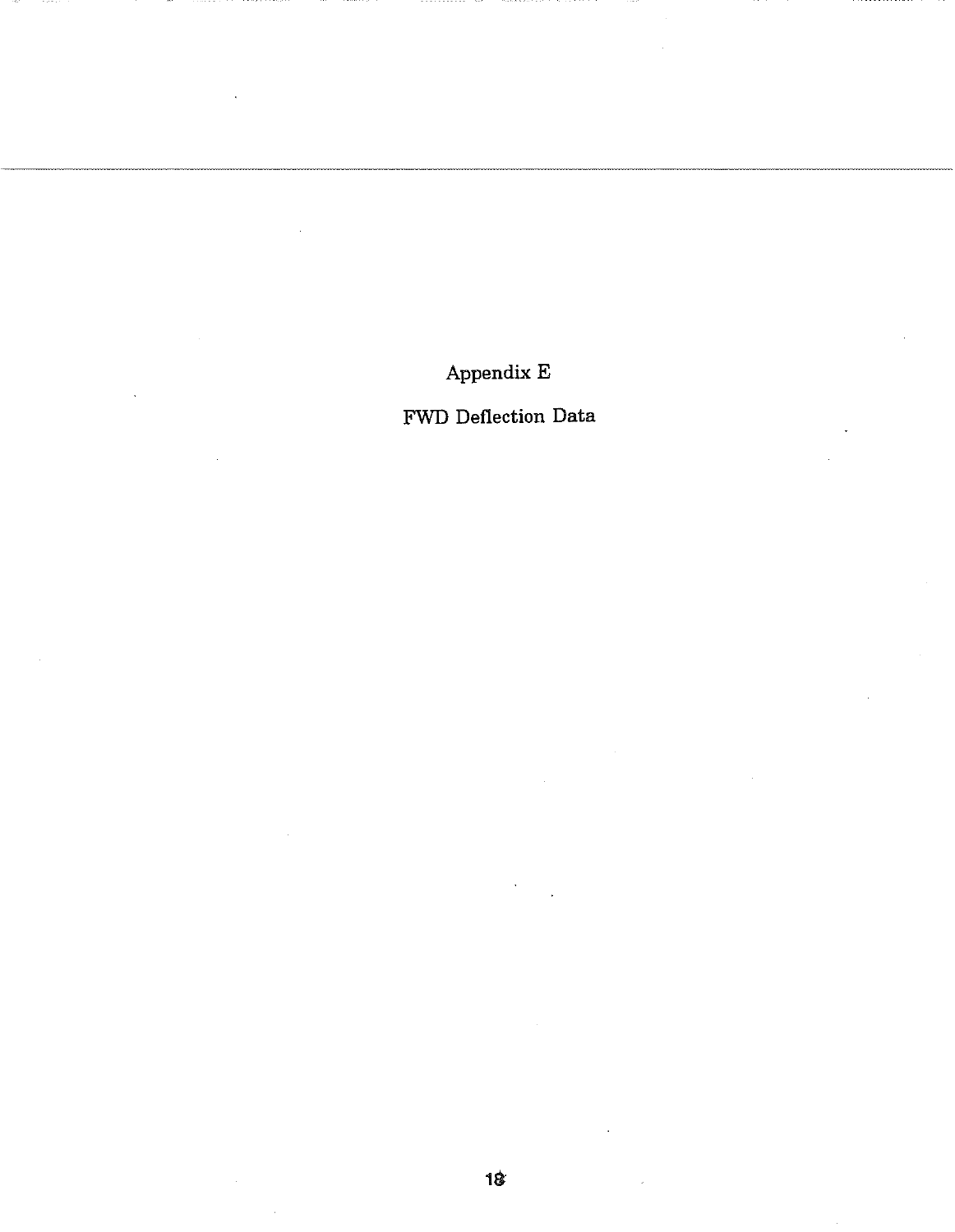# Appendix E

## FWD Deflection Data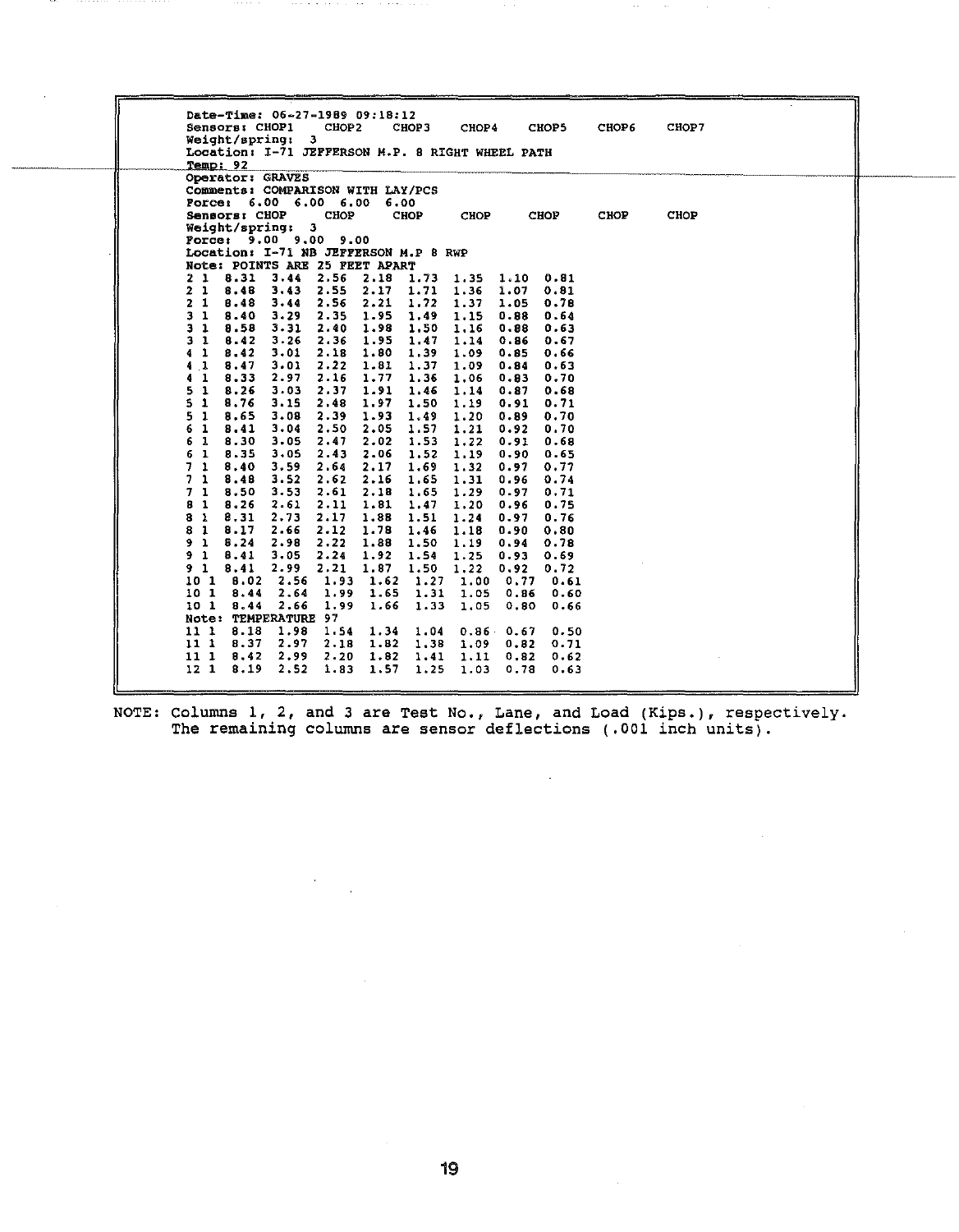```
Date-Time: 06-27-1989 09:18:12
Sensors: CHOP1    CHOP2    CHOP3    CHOP4    CHOP5    CHOP6    CHOP7
Weight/spring:  3
Location: I-71 JEFFERSON M.P. 8 RIGHT WHEEL PATH
Temp: 92
Operator: GRAVES
Comments: COMPARISON WITH LAY/PCS
Force:  6.00  6.00  6.00  6.00
Sensors: CHOP     CHOP     CHOP     CHOP     CHOP     CHOP     CHOP
Weight/spring:  3
Force:  9.00  9.00  9.00
Location: I-71 NB JEFFERSON M.P 8 RWP
Note: POINTS ARE 25 FEET APART
2 1  8.31  3.44  2.56  2.18  1.73  1.35  1.10  0.81
2 1  8.48  3.43  2.55  2.17  1.71  1.36  1.07  0.81
2 1  8.48  3.44  2.56  2.21  1.72  1.37  1.05  0.78
3 1  8.40  3.29  2.35  1.95  1.49  1.15  0.88  0.64
3 1  8.58  3.31  2.40  1.98  1.50  1.16  0.88  0.63
3 1  8.42  3.26  2.36  1.95  1.47  1.14  0.86  0.67
4 1  8.42  3.01  2.18  1.80  1.39  1.09  0.85  0.66
4 1  8.47  3.01  2.22  1.81  1.37  1.09  0.84  0.63
4 1  8.33  2.97  2.16  1.77  1.36  1.06  0.83  0.70
5 1  8.26  3.03  2.37  1.91  1.46  1.14  0.87  0.68
5 1  8.76  3.15  2.48  1.97  1.50  1.19  0.91  0.71
5 1  8.65  3.08  2.39  1.93  1.49  1.20  0.89  0.70
6 1  8.41  3.04  2.50  2.05  1.57  1.21  0.92  0.70
6 1  8.30  3.05  2.47  2.02  1.53  1.22  0.91  0.68
6 1  8.35  3.05  2.43  2.06  1.52  1.19  0.90  0.65
7 1  8.40  3.59  2.64  2.17  1.69  1.32  0.97  0.77
7 1  8.48  3.52  2.62  2.16  1.65  1.31  0.96  0.74
7 1  8.50  3.53  2.61  2.18  1.65  1.29  0.97  0.71
8 1  8.26  2.61  2.11  1.81  1.47  1.20  0.96  0.75
8 1  8.31  2.73  2.17  1.88  1.51  1.24  0.97  0.76
8 1  8.17  2.66  2.12  1.78  1.46  1.18  0.90  0.80
9 1  8.24  2.98  2.22  1.88  1.50  1.19  0.94  0.78
9 1  8.41  3.05  2.24  1.92  1.54  1.25  0.93  0.69
9 1  8.41  2.99  2.21  1.87  1.50  1.22  0.92  0.72
10 1  8.02  2.56  1.93  1.62  1.27  1.00  0.77  0.61
10 1  8.44  2.64  1.99  1.65  1.31  1.05  0.86  0.60
10 1  8.44  2.66  1.99  1.66  1.33  1.05  0.80  0.66
Note: TEMPERATURE 97
11 1  8.18  1.98  1.54  1.34  1.04  0.86  0.67  0.50
11 1  8.37  2.97  2.18  1.82  1.38  1.09  0.82  0.71
11 1  8.42  2.99  2.20  1.82  1.41  1.11  0.82  0.62
12 1  8.19  2.52  1.83  1.57  1.25  1.03  0.78  0.63
```

NOTE: Columns 1, 2, and 3 are Test No., Lane, and Load (Kips.), respectively. The remaining columns are sensor deflections (.001 inch units).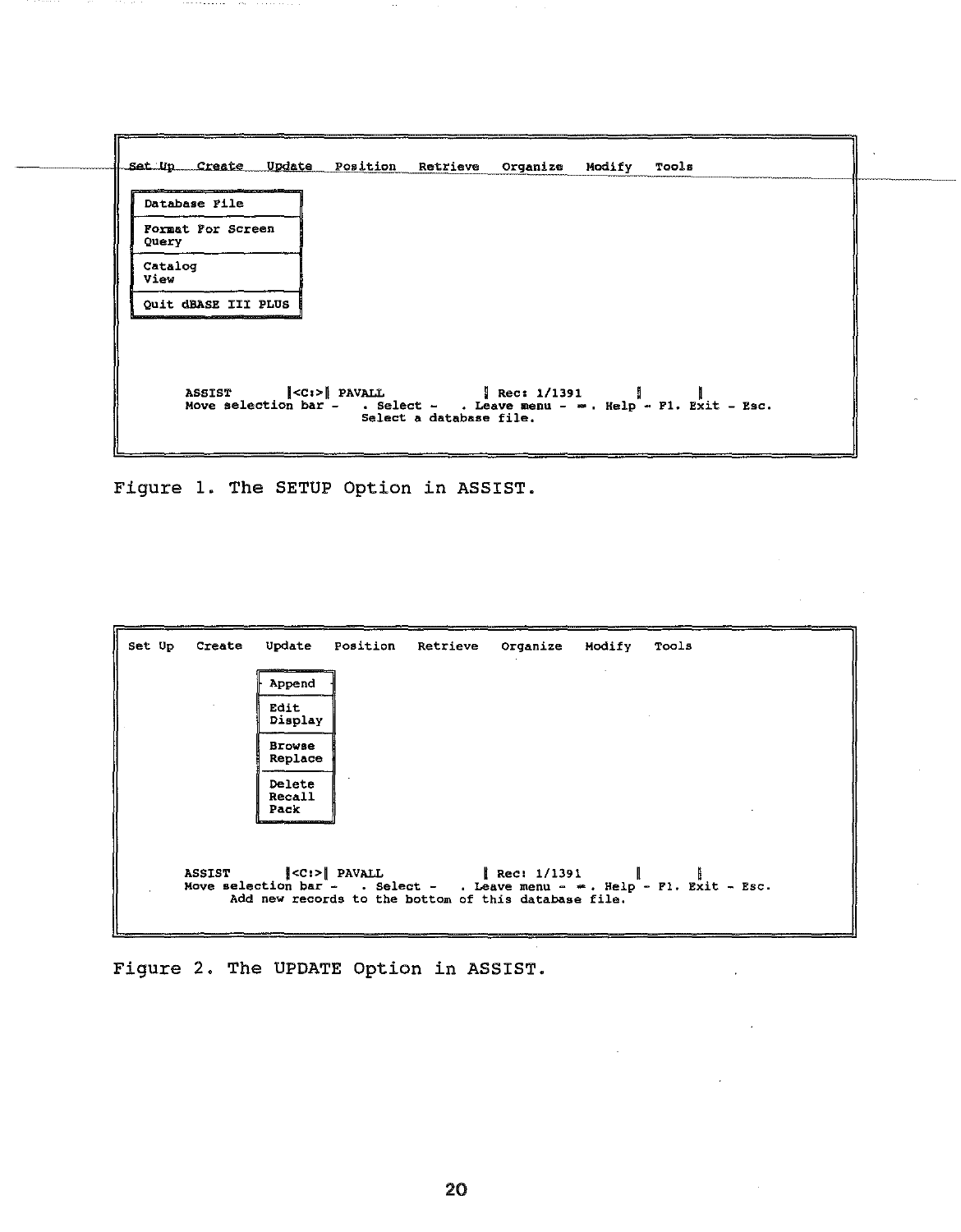```
Set Up   Create   Update   Position   Retrieve   Organize   Modify   Tools

 Database File
 Format For Screen
 Query
 Catalog
 View
 Quit dBASE III PLUS

      ASSIST       |<C:>| PAVALL          | Rec: 1/1391      |      |
      Move selection bar -   . Select -   . Leave menu - ⇐. Help - F1. Exit - Esc.
                              Select a database file.
```

Figure 1. The SETUP Option in ASSIST.

```
Set Up   Create   Update   Position   Retrieve   Organize   Modify   Tools

                  Append
                  Edit
                  Display
                  Browse
                  Replace
                  Delete
                  Recall
                  Pack

      ASSIST       |<C:>| PAVALL          | Rec: 1/1391      |      |
      Move selection bar -   . Select -   . Leave menu - ⇐. Help - F1. Exit - Esc.
           Add new records to the bottom of this database file.
```

Figure 2. The UPDATE Option in ASSIST.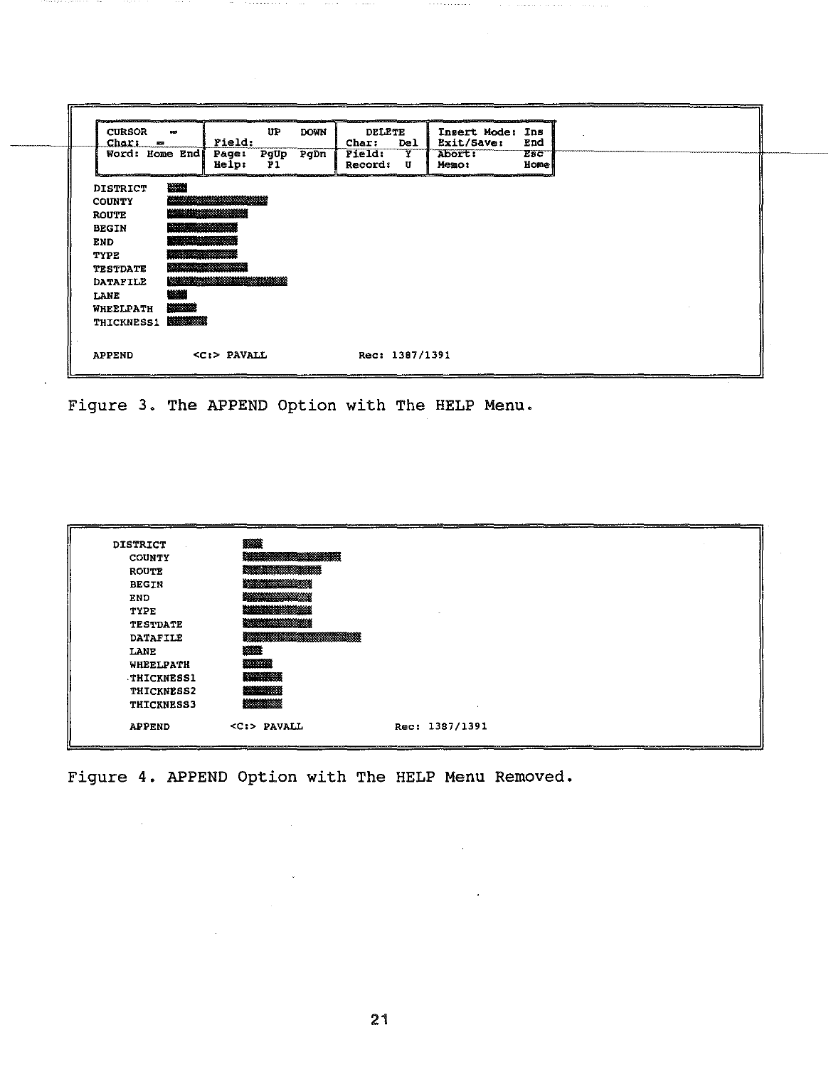```
CURSOR   <-  ->  |          UP    DOWN  |     DELETE      | Insert Mode:  Ins
Char:    <-  ->  | Field:                | Char:     Del   | Exit/Save:    End
Word: Home End   | Page:   PgUp   PgDn   | Field:    Y     | Abort:        Esc
                 | Help:   F1            | Record:   U     | Memo:         Home

DISTRICT
COUNTY
ROUTE
BEGIN
END
TYPE
TESTDATE
DATAFILE
LANE
WHEELPATH
THICKNESS1

APPEND          <C:> PAVALL              Rec: 1387/1391
```

Figure 3. The APPEND Option with The HELP Menu.

```
DISTRICT
   COUNTY
   ROUTE
   BEGIN
   END
   TYPE
   TESTDATE
   DATAFILE
   LANE
   WHEELPATH
   THICKNESS1
   THICKNESS2
   THICKNESS3

   APPEND          <C:> PAVALL              Rec: 1387/1391
```

Figure 4. APPEND Option with The HELP Menu Removed.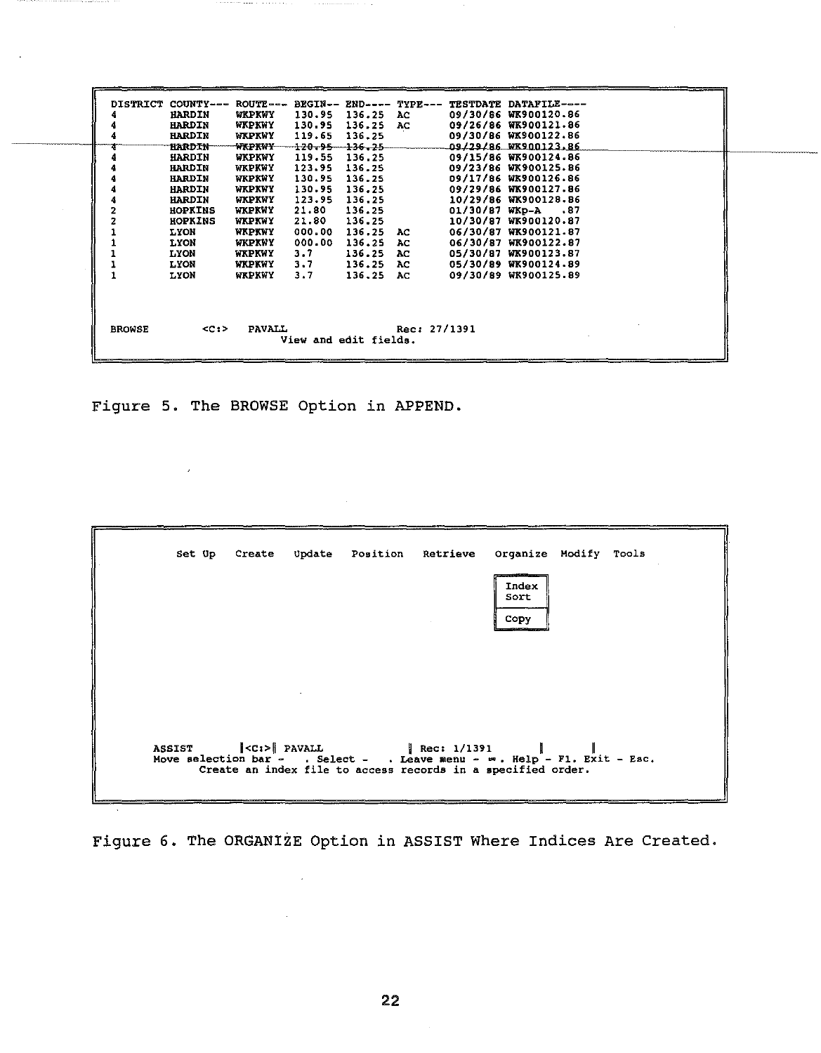```
DISTRICT COUNTY--- ROUTE--- BEGIN-- END---- TYPE--- TESTDATE DATAFILE----
4        HARDIN    WKPKWY   130.95  136.25  AC      09/30/86 WK900120.86
4        HARDIN    WKPKWY   130.95  136.25  AC      09/26/86 WK900121.86
4        HARDIN    WKPKWY   119.65  136.25          09/30/86 WK900122.86
4        HARDIN    WKPKWY   120.95  136.25          09/29/86 WK900123.86
4        HARDIN    WKPKWY   119.55  136.25          09/15/86 WK900124.86
4        HARDIN    WKPKWY   123.95  136.25          09/23/86 WK900125.86
4        HARDIN    WKPKWY   130.95  136.25          09/17/86 WK900126.86
4        HARDIN    WKPKWY   130.95  136.25          09/29/86 WK900127.86
4        HARDIN    WKPKWY   123.95  136.25          10/29/86 WK900128.86
2        HOPKINS   WKPKWY   21.80   136.25          01/30/87 WKp-A   .87
2        HOPKINS   WKPKWY   21.80   136.25          10/30/87 WK900120.87
1        LYON      WKPKWY   000.00  136.25  AC      06/30/87 WK900121.87
1        LYON      WKPKWY   000.00  136.25  AC      06/30/87 WK900122.87
1        LYON      WKPKWY   3.7     136.25  AC      05/30/87 WK900123.87
1        LYON      WKPKWY   3.7     136.25  AC      05/30/89 WK900124.89
1        LYON      WKPKWY   3.7     136.25  AC      09/30/89 WK900125.89



BROWSE        <C:>    PAVALL                    Rec: 27/1391
                          View and edit fields.
```

Figure 5. The BROWSE Option in APPEND.

```
         Set Up   Create   Update   Position   Retrieve   Organize  Modify  Tools
                                                          Index
                                                          Sort
                                                          Copy




     ASSIST       <C:>  PAVALL              Rec: 1/1391
     Move selection bar -   . Select -   . Leave menu - . Help - F1. Exit - Esc.
            Create an index file to access records in a specified order.
```

Figure 6. The ORGANIZE Option in ASSIST Where Indices Are Created.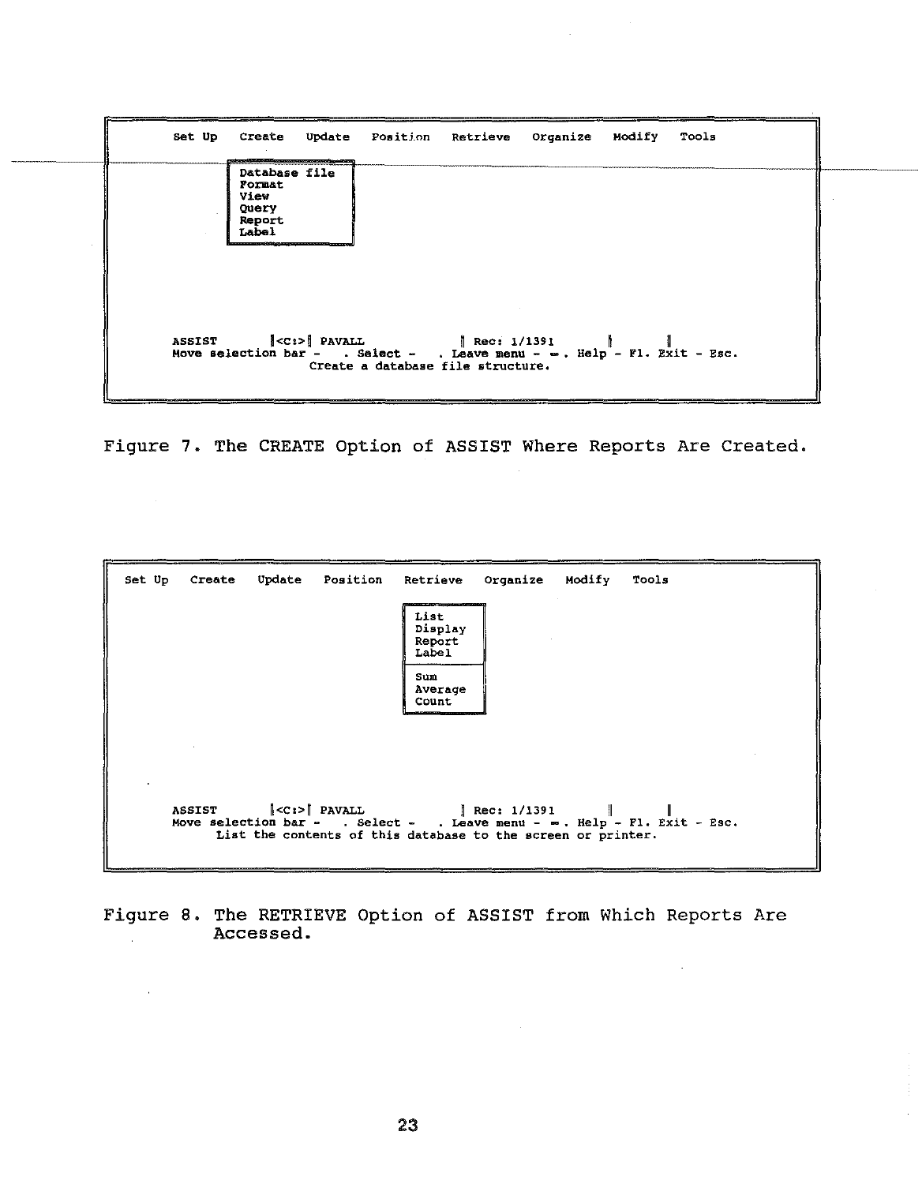```
        Set Up    Create    Update    Position    Retrieve    Organize    Modify    Tools

                  Database file
                  Format
                  View
                  Query
                  Report
                  Label




        ASSIST      |<C:>| PAVALL               | Rec: 1/1391      |      |
        Move selection bar -   . Select -   . Leave menu - ⇔. Help - F1. Exit - Esc.
                          Create a database file structure.
```

Figure 7. The CREATE Option of ASSIST Where Reports Are Created.

```
  Set Up   Create   Update   Position   Retrieve   Organize   Modify   Tools

                                        List
                                        Display
                                        Report
                                        Label
                                        -------
                                        Sum
                                        Average
                                        Count



        ASSIST      |<C:>| PAVALL               | Rec: 1/1391      |      |
        Move selection bar -   . Select -   . Leave menu - ⇔. Help - F1. Exit - Esc.
              List the contents of this database to the screen or printer.
```

Figure 8. The RETRIEVE Option of ASSIST from Which Reports Are Accessed.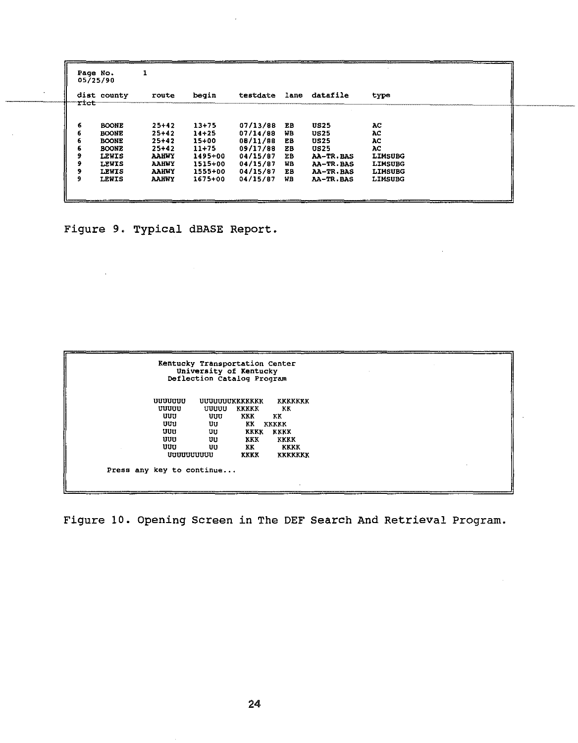```
Page No.      1
05/25/90

dist county     route    begin     testdate  lane  datafile     type
rict

6    BOONE      25+42    13+75     07/13/88  EB    US25         AC
6    BOONE      25+42    14+25     07/14/88  WB    US25         AC
6    BOONE      25+42    15+00     08/11/88  EB    US25         AC
6    BOONE      25+42    11+75     09/17/88  EB    US25         AC
9    LEWIS      AAHWY    1495+00   04/15/87  EB    AA-TR.BAS    LIMSUBG
9    LEWIS      AAHWY    1515+00   04/15/87  WB    AA-TR.BAS    LIMSUBG
9    LEWIS      AAHWY    1555+00   04/15/87  EB    AA-TR.BAS    LIMSUBG
9    LEWIS      AAHWY    1675+00   04/15/87  WB    AA-TR.BAS    LIMSUBG
```

Figure 9. Typical dBASE Report.

```
                 Kentucky Transportation Center
                    University of Kentucky
                   Deflection Catalog Program


                UUUUUUU    UUUUUUUKKKKKKK    KKKKKKK
                 UUUUU      UUUUU   KKKKK      KK
                  UUU        UUU     KKK     KK
                  UUU        UU       KK   KKKKK
                  UUU        UU       KKKK  KKKK
                  UUU        UU       KKK     KKKK
                  UUU        UU       KK       KKKK
                   UUUUUUUUUU        KKKK     KKKKKKK

       Press any key to continue...
```

Figure 10. Opening Screen in The DEF Search And Retrieval Program.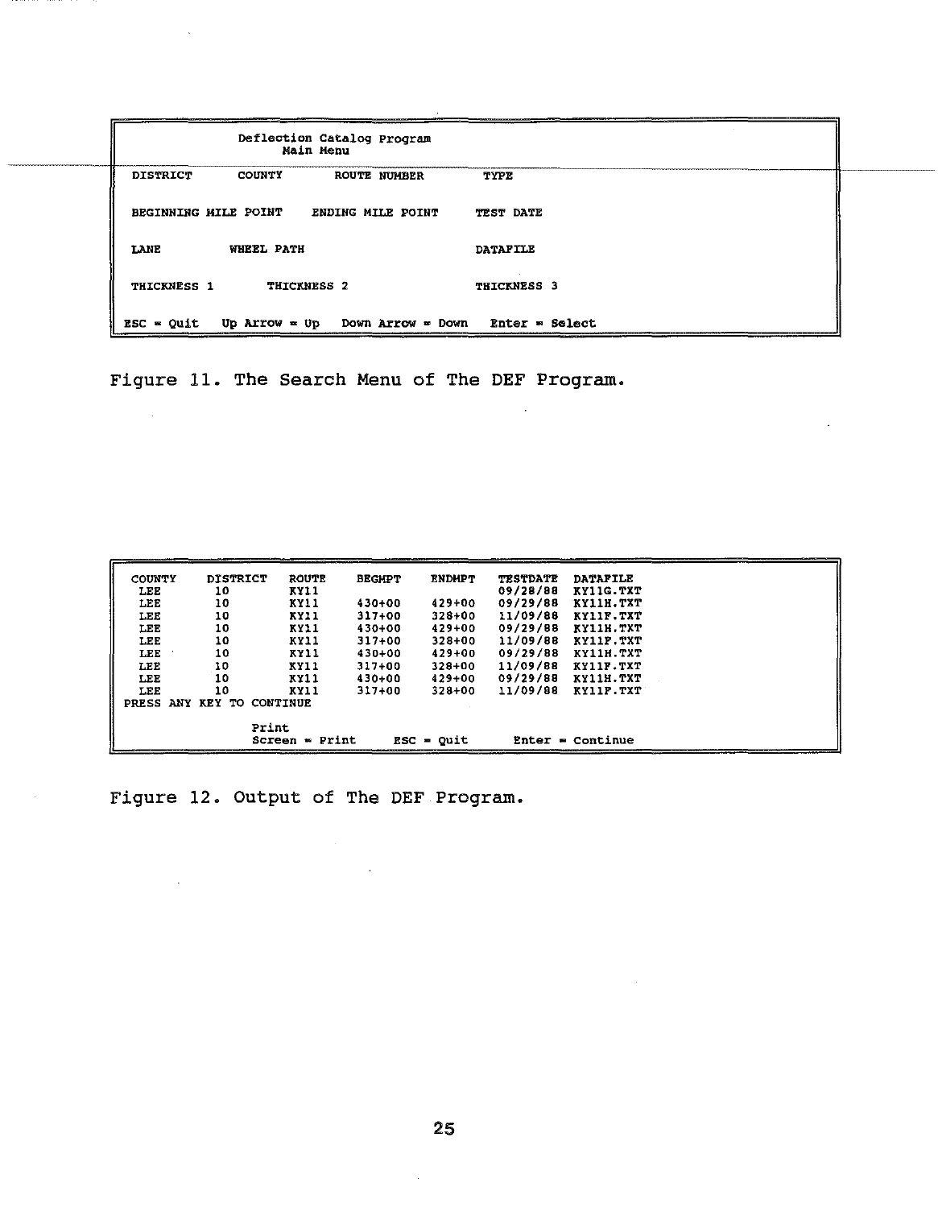```
                    Deflection Catalog Program
                            Main Menu
 DISTRICT       COUNTY         ROUTE NUMBER         TYPE

 BEGINNING MILE POINT    ENDING MILE POINT     TEST DATE

 LANE        WHEEL PATH                        DATAFILE

 THICKNESS 1       THICKNESS 2                 THICKNESS 3

ESC = Quit   Up Arrow = Up   Down Arrow = Down   Enter = Select
```

Figure 11. The Search Menu of The DEF Program.

```
 COUNTY     DISTRICT     ROUTE     BEGMPT     ENDMPT     TESTDATE   DATAFILE
  LEE         10         KY11                            09/28/88   KY11G.TXT
  LEE         10         KY11      430+00     429+00     09/29/88   KY11H.TXT
  LEE         10         KY11      317+00     328+00     11/09/88   KY11F.TXT
  LEE         10         KY11      430+00     429+00     09/29/88   KY11H.TXT
  LEE         10         KY11      317+00     328+00     11/09/88   KY11F.TXT
  LEE         10         KY11      430+00     429+00     09/29/88   KY11H.TXT
  LEE         10         KY11      317+00     328+00     11/09/88   KY11F.TXT
  LEE         10         KY11      430+00     429+00     09/29/88   KY11H.TXT
  LEE         10         KY11      317+00     328+00     11/09/88   KY11F.TXT
PRESS ANY KEY TO CONTINUE

                 Print
                 Screen = Print     ESC = Quit      Enter = Continue
```

Figure 12. Output of The DEF Program.